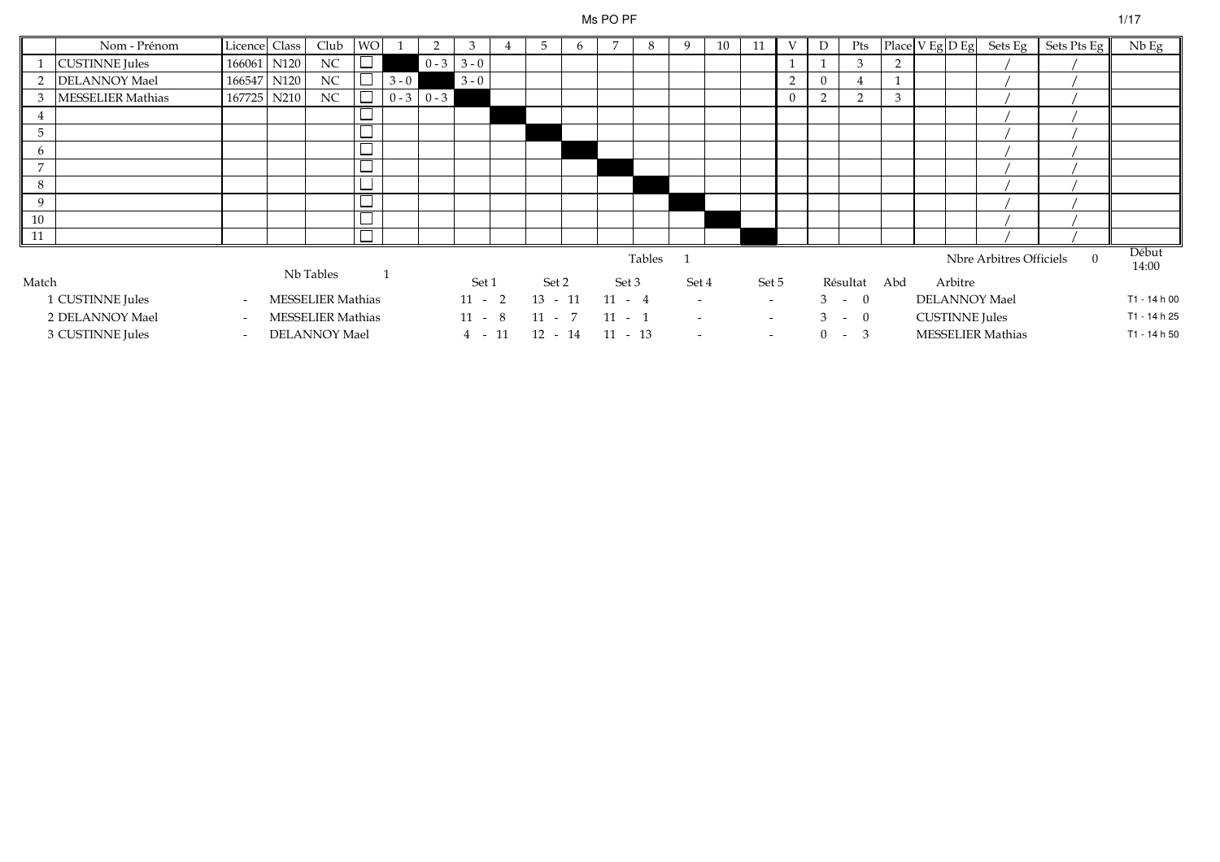# Ms PO PF

| | Nom - Prénom | Licence | Class | Club | WO | 1 | 2 | 3 | 4 | 5 | 6 | 7 | 8 | 9 | 10 | 11 | V | D | Pts | Place | V Eg | D Eg | Sets Eg | Sets Pts Eg | Nb Eg |
|---|---|---|---|---|---|---|---|---|---|---|---|---|---|---|---|---|---|---|---|---|---|---|---|---|---|
| 1 | CUSTINNE Jules | 166061 | N120 | NC | ☐ | | 0 - 3 | 3 - 0 | | | | | | | | | 1 | 1 | 3 | 2 | | | / | / | |
| 2 | DELANNOY Mael | 166547 | N120 | NC | ☐ | 3 - 0 | | 3 - 0 | | | | | | | | | 2 | 0 | 4 | 1 | | | / | / | |
| 3 | MESSELIER Mathias | 167725 | N210 | NC | ☐ | 0 - 3 | 0 - 3 | | | | | | | | | | 0 | 2 | 2 | 3 | | | / | / | |
| 4 | | | | | ☐ | | | | | | | | | | | | | | | | | | / | / | |
| 5 | | | | | ☐ | | | | | | | | | | | | | | | | | | / | / | |
| 6 | | | | | ☐ | | | | | | | | | | | | | | | | | | / | / | |
| 7 | | | | | ☐ | | | | | | | | | | | | | | | | | | / | / | |
| 8 | | | | | ☐ | | | | | | | | | | | | | | | | | | / | / | |
| 9 | | | | | ☐ | | | | | | | | | | | | | | | | | | / | / | |
| 10 | | | | | ☐ | | | | | | | | | | | | | | | | | | / | / | |
| 11 | | | | | ☐ | | | | | | | | | | | | | | | | | | / | / | |

Nb Tables 1 — Tables 1 — Nbre Arbitres Officiels 0 — Début 14:00

| Match | | | Set 1 | Set 2 | Set 3 | Set 4 | Set 5 | Résultat | Abd | Arbitre | |
|---|---|---|---|---|---|---|---|---|---|---|---|
| 1 CUSTINNE Jules | - | MESSELIER Mathias | 11 - 2 | 13 - 11 | 11 - 4 | - | - | 3 - 0 | | DELANNOY Mael | T1 - 14 h 00 |
| 2 DELANNOY Mael | - | MESSELIER Mathias | 11 - 8 | 11 - 7 | 11 - 1 | - | - | 3 - 0 | | CUSTINNE Jules | T1 - 14 h 25 |
| 3 CUSTINNE Jules | - | DELANNOY Mael | 4 - 11 | 12 - 14 | 11 - 13 | - | - | 0 - 3 | | MESSELIER Mathias | T1 - 14 h 50 |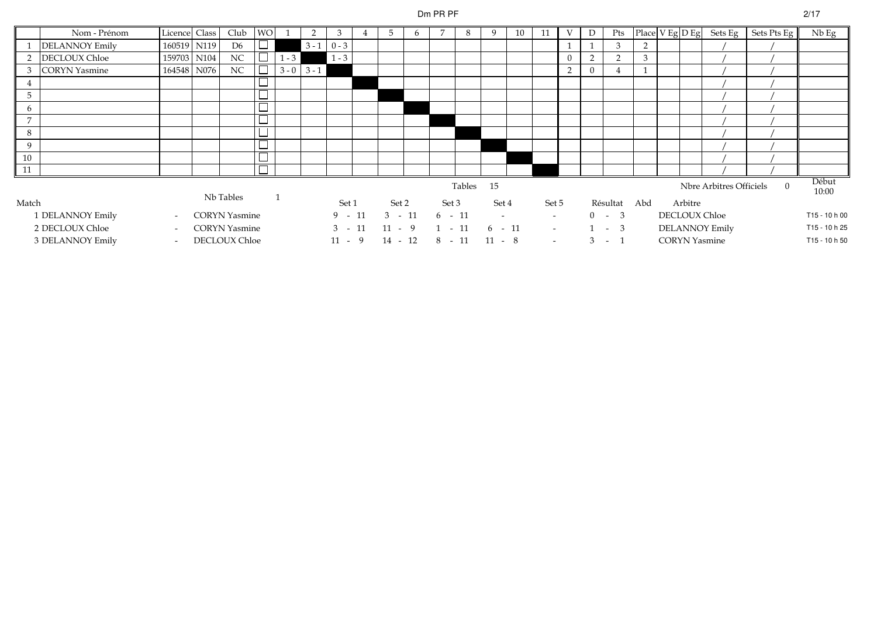Dm PR PF

| | Nom - Prénom | Licence | Class | Club | WO | 1 | 2 | 3 | 4 | 5 | 6 | 7 | 8 | 9 | 10 | 11 | V | D | Pts | Place | V Eg | D Eg | Sets Eg | Sets Pts Eg | Nb Eg |
|---|---|---|---|---|---|---|---|---|---|---|---|---|---|---|---|---|---|---|---|---|---|---|---|---|---|
| 1 | DELANNOY Emily | 160519 | N119 | D6 | ☐ | | 3 - 1 | 0 - 3 | | | | | | | | | 1 | 1 | 3 | 2 | | | / | / | |
| 2 | DECLOUX Chloe | 159703 | N104 | NC | ☐ | 1 - 3 | | 1 - 3 | | | | | | | | | 0 | 2 | 2 | 3 | | | / | / | |
| 3 | CORYN Yasmine | 164548 | N076 | NC | ☐ | 3 - 0 | 3 - 1 | | | | | | | | | | 2 | 0 | 4 | 1 | | | / | / | |
| 4 | | | | | ☐ | | | | | | | | | | | | | | | | | | / | / | |
| 5 | | | | | ☐ | | | | | | | | | | | | | | | | | | / | / | |
| 6 | | | | | ☐ | | | | | | | | | | | | | | | | | | / | / | |
| 7 | | | | | ☐ | | | | | | | | | | | | | | | | | | / | / | |
| 8 | | | | | ☐ | | | | | | | | | | | | | | | | | | / | / | |
| 9 | | | | | ☐ | | | | | | | | | | | | | | | | | | / | / | |
| 10 | | | | | ☐ | | | | | | | | | | | | | | | | | | / | / | |
| 11 | | | | | ☐ | | | | | | | | | | | | | | | | | | / | / | |

Tables 15 — Nb Tables 1 — Nbre Arbitres Officiels 0 — Début 10:00

| Match | | | Set 1 | Set 2 | Set 3 | Set 4 | Set 5 | Résultat | Abd | Arbitre | |
|---|---|---|---|---|---|---|---|---|---|---|---|
| 1 DELANNOY Emily | - | CORYN Yasmine | 9 - 11 | 3 - 11 | 6 - 11 | - | - | 0 - 3 | | DECLOUX Chloe | T15 - 10 h 00 |
| 2 DECLOUX Chloe | - | CORYN Yasmine | 3 - 11 | 11 - 9 | 1 - 11 | 6 - 11 | - | 1 - 3 | | DELANNOY Emily | T15 - 10 h 25 |
| 3 DELANNOY Emily | - | DECLOUX Chloe | 11 - 9 | 14 - 12 | 8 - 11 | 11 - 8 | - | 3 - 1 | | CORYN Yasmine | T15 - 10 h 50 |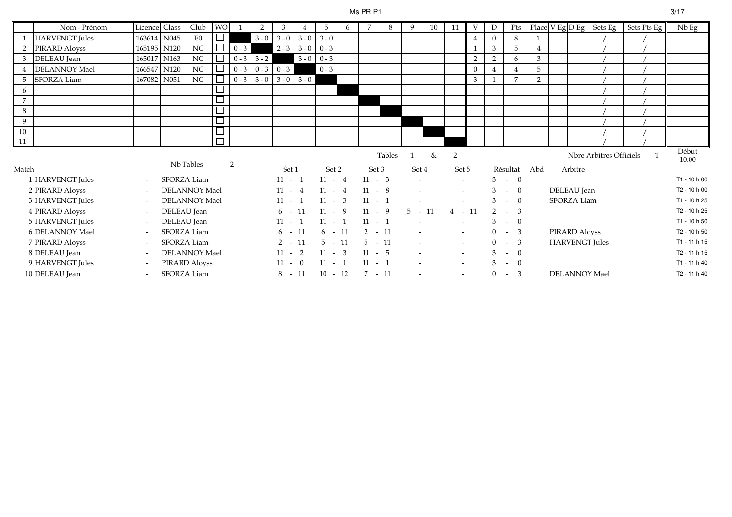# Ms PR P1

| | Nom - Prénom | Licence | Class | Club | WO | 1 | 2 | 3 | 4 | 5 | 6 | 7 | 8 | 9 | 10 | 11 | V | D | Pts | Place | V Eg | D Eg | Sets Eg | Sets Pts Eg | Nb Eg |
|---|---|---|---|---|---|---|---|---|---|---|---|---|---|---|---|---|---|---|---|---|---|---|---|---|---|
| 1 | HARVENGT Jules | 163614 | N045 | E0 | ☐ | | 3 - 0 | 3 - 0 | 3 - 0 | 3 - 0 | | | | | | | 4 | 0 | 8 | 1 | | | / | / | |
| 2 | PIRARD Aloyss | 165195 | N120 | NC | ☐ | 0 - 3 | | 2 - 3 | 3 - 0 | 0 - 3 | | | | | | | 1 | 3 | 5 | 4 | | | / | / | |
| 3 | DELEAU Jean | 165017 | N163 | NC | ☐ | 0 - 3 | 3 - 2 | | 3 - 0 | 0 - 3 | | | | | | | 2 | 2 | 6 | 3 | | | / | / | |
| 4 | DELANNOY Mael | 166547 | N120 | NC | ☐ | 0 - 3 | 0 - 3 | 0 - 3 | | 0 - 3 | | | | | | | 0 | 4 | 4 | 5 | | | / | / | |
| 5 | SFORZA Liam | 167082 | N051 | NC | ☐ | 0 - 3 | 3 - 0 | 3 - 0 | 3 - 0 | | | | | | | | 3 | 1 | 7 | 2 | | | / | / | |
| 6 | | | | | ☐ | | | | | | | | | | | | | | | | | | / | / | |
| 7 | | | | | ☐ | | | | | | | | | | | | | | | | | | / | / | |
| 8 | | | | | ☐ | | | | | | | | | | | | | | | | | | / | / | |
| 9 | | | | | ☐ | | | | | | | | | | | | | | | | | | / | / | |
| 10 | | | | | ☐ | | | | | | | | | | | | | | | | | | / | / | |
| 11 | | | | | ☐ | | | | | | | | | | | | | | | | | | / | / | |

Nb Tables 2 — Tables 1 & 2 — Nbre Arbitres Officiels 1 — Début 10:00

| Match | | | Set 1 | Set 2 | Set 3 | Set 4 | Set 5 | Résultat | Abd | Arbitre | |
|---|---|---|---|---|---|---|---|---|---|---|---|
| 1 HARVENGT Jules | - | SFORZA Liam | 11 - 1 | 11 - 4 | 11 - 3 | - | - | 3 - 0 | | | T1 - 10 h 00 |
| 2 PIRARD Aloyss | - | DELANNOY Mael | 11 - 4 | 11 - 4 | 11 - 8 | - | - | 3 - 0 | | DELEAU Jean | T2 - 10 h 00 |
| 3 HARVENGT Jules | - | DELANNOY Mael | 11 - 1 | 11 - 3 | 11 - 1 | - | - | 3 - 0 | | SFORZA Liam | T1 - 10 h 25 |
| 4 PIRARD Aloyss | - | DELEAU Jean | 6 - 11 | 11 - 9 | 11 - 9 | 5 - 11 | 4 - 11 | 2 - 3 | | | T2 - 10 h 25 |
| 5 HARVENGT Jules | - | DELEAU Jean | 11 - 1 | 11 - 1 | 11 - 1 | - | - | 3 - 0 | | | T1 - 10 h 50 |
| 6 DELANNOY Mael | - | SFORZA Liam | 6 - 11 | 6 - 11 | 2 - 11 | - | - | 0 - 3 | | PIRARD Aloyss | T2 - 10 h 50 |
| 7 PIRARD Aloyss | - | SFORZA Liam | 2 - 11 | 5 - 11 | 5 - 11 | - | - | 0 - 3 | | HARVENGT Jules | T1 - 11 h 15 |
| 8 DELEAU Jean | - | DELANNOY Mael | 11 - 2 | 11 - 3 | 11 - 5 | - | - | 3 - 0 | | | T2 - 11 h 15 |
| 9 HARVENGT Jules | - | PIRARD Aloyss | 11 - 0 | 11 - 1 | 11 - 1 | - | - | 3 - 0 | | | T1 - 11 h 40 |
| 10 DELEAU Jean | - | SFORZA Liam | 8 - 11 | 10 - 12 | 7 - 11 | - | - | 0 - 3 | | DELANNOY Mael | T2 - 11 h 40 |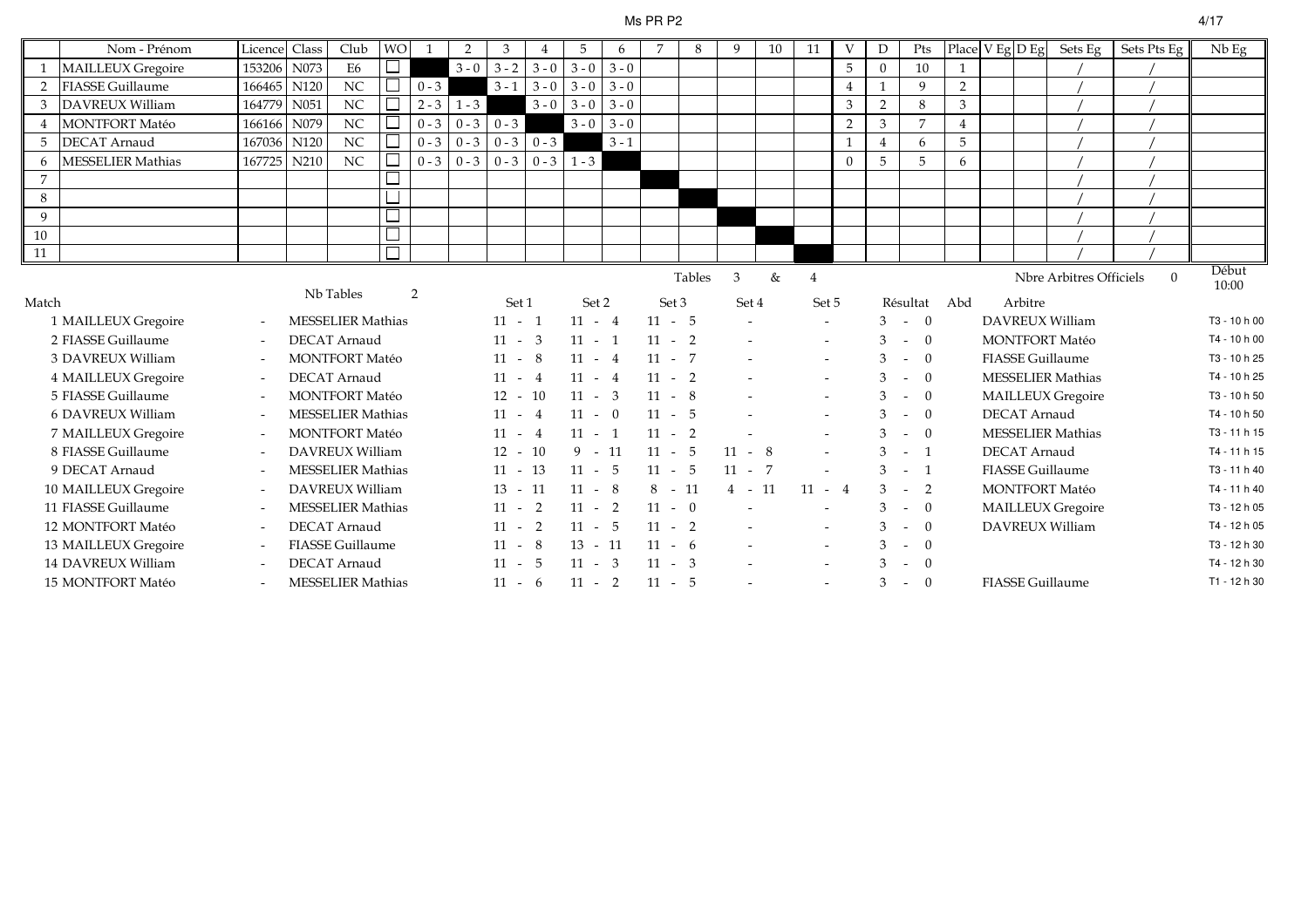# Ms PR P2

| | Nom - Prénom | Licence | Class | Club | WO | 1 | 2 | 3 | 4 | 5 | 6 | 7 | 8 | 9 | 10 | 11 | V | D | Pts | Place | V Eg | D Eg | Sets Eg | Sets Pts Eg | Nb Eg |
|---|---|---|---|---|---|---|---|---|---|---|---|---|---|---|---|---|---|---|---|---|---|---|---|---|---|
| 1 | MAILLEUX Gregoire | 153206 | N073 | E6 | ☐ | | 3 - 0 | 3 - 2 | 3 - 0 | 3 - 0 | 3 - 0 | | | | | | 5 | 0 | 10 | 1 | | | / | / | |
| 2 | FIASSE Guillaume | 166465 | N120 | NC | ☐ | 0 - 3 | | 3 - 1 | 3 - 0 | 3 - 0 | 3 - 0 | | | | | | 4 | 1 | 9 | 2 | | | / | / | |
| 3 | DAVREUX William | 164779 | N051 | NC | ☐ | 2 - 3 | 1 - 3 | | 3 - 0 | 3 - 0 | 3 - 0 | | | | | | 3 | 2 | 8 | 3 | | | / | / | |
| 4 | MONTFORT Matéo | 166166 | N079 | NC | ☐ | 0 - 3 | 0 - 3 | 0 - 3 | | 3 - 0 | 3 - 0 | | | | | | 2 | 3 | 7 | 4 | | | / | / | |
| 5 | DECAT Arnaud | 167036 | N120 | NC | ☐ | 0 - 3 | 0 - 3 | 0 - 3 | 0 - 3 | | 3 - 1 | | | | | | 1 | 4 | 6 | 5 | | | / | / | |
| 6 | MESSELIER Mathias | 167725 | N210 | NC | ☐ | 0 - 3 | 0 - 3 | 0 - 3 | 0 - 3 | 1 - 3 | | | | | | | 0 | 5 | 5 | 6 | | | / | / | |
| 7 | | | | | ☐ | | | | | | | | | | | | | | | | | | / | / | |
| 8 | | | | | ☐ | | | | | | | | | | | | | | | | | | / | / | |
| 9 | | | | | ☐ | | | | | | | | | | | | | | | | | | / | / | |
| 10 | | | | | ☐ | | | | | | | | | | | | | | | | | | / | / | |
| 11 | | | | | ☐ | | | | | | | | | | | | | | | | | | / | / | |

Nb Tables 2 — Tables 3 & 4 — Nbre Arbitres Officiels 0 — Début 10:00

| Match | | | Set 1 | Set 2 | Set 3 | Set 4 | Set 5 | Résultat | Abd | Arbitre | |
|---|---|---|---|---|---|---|---|---|---|---|---|
| 1 MAILLEUX Gregoire | - | MESSELIER Mathias | 11 - 1 | 11 - 4 | 11 - 5 | - | - | 3 - 0 | | DAVREUX William | T3 - 10 h 00 |
| 2 FIASSE Guillaume | - | DECAT Arnaud | 11 - 3 | 11 - 1 | 11 - 2 | - | - | 3 - 0 | | MONTFORT Matéo | T4 - 10 h 00 |
| 3 DAVREUX William | - | MONTFORT Matéo | 11 - 8 | 11 - 4 | 11 - 7 | - | - | 3 - 0 | | FIASSE Guillaume | T3 - 10 h 25 |
| 4 MAILLEUX Gregoire | - | DECAT Arnaud | 11 - 4 | 11 - 4 | 11 - 2 | - | - | 3 - 0 | | MESSELIER Mathias | T4 - 10 h 25 |
| 5 FIASSE Guillaume | - | MONTFORT Matéo | 12 - 10 | 11 - 3 | 11 - 8 | - | - | 3 - 0 | | MAILLEUX Gregoire | T3 - 10 h 50 |
| 6 DAVREUX William | - | MESSELIER Mathias | 11 - 4 | 11 - 0 | 11 - 5 | - | - | 3 - 0 | | DECAT Arnaud | T4 - 10 h 50 |
| 7 MAILLEUX Gregoire | - | MONTFORT Matéo | 11 - 4 | 11 - 1 | 11 - 2 | - | - | 3 - 0 | | MESSELIER Mathias | T3 - 11 h 15 |
| 8 FIASSE Guillaume | - | DAVREUX William | 12 - 10 | 9 - 11 | 11 - 5 | 11 - 8 | - | 3 - 1 | | DECAT Arnaud | T4 - 11 h 15 |
| 9 DECAT Arnaud | - | MESSELIER Mathias | 11 - 13 | 11 - 5 | 11 - 5 | 11 - 7 | - | 3 - 1 | | FIASSE Guillaume | T3 - 11 h 40 |
| 10 MAILLEUX Gregoire | - | DAVREUX William | 13 - 11 | 11 - 8 | 8 - 11 | 4 - 11 | 11 - 4 | 3 - 2 | | MONTFORT Matéo | T4 - 11 h 40 |
| 11 FIASSE Guillaume | - | MESSELIER Mathias | 11 - 2 | 11 - 2 | 11 - 0 | - | - | 3 - 0 | | MAILLEUX Gregoire | T3 - 12 h 05 |
| 12 MONTFORT Matéo | - | DECAT Arnaud | 11 - 2 | 11 - 5 | 11 - 2 | - | - | 3 - 0 | | DAVREUX William | T4 - 12 h 05 |
| 13 MAILLEUX Gregoire | - | FIASSE Guillaume | 11 - 8 | 13 - 11 | 11 - 6 | - | - | 3 - 0 | | | T3 - 12 h 30 |
| 14 DAVREUX William | - | DECAT Arnaud | 11 - 5 | 11 - 3 | 11 - 3 | - | - | 3 - 0 | | | T4 - 12 h 30 |
| 15 MONTFORT Matéo | - | MESSELIER Mathias | 11 - 6 | 11 - 2 | 11 - 5 | - | - | 3 - 0 | | FIASSE Guillaume | T1 - 12 h 30 |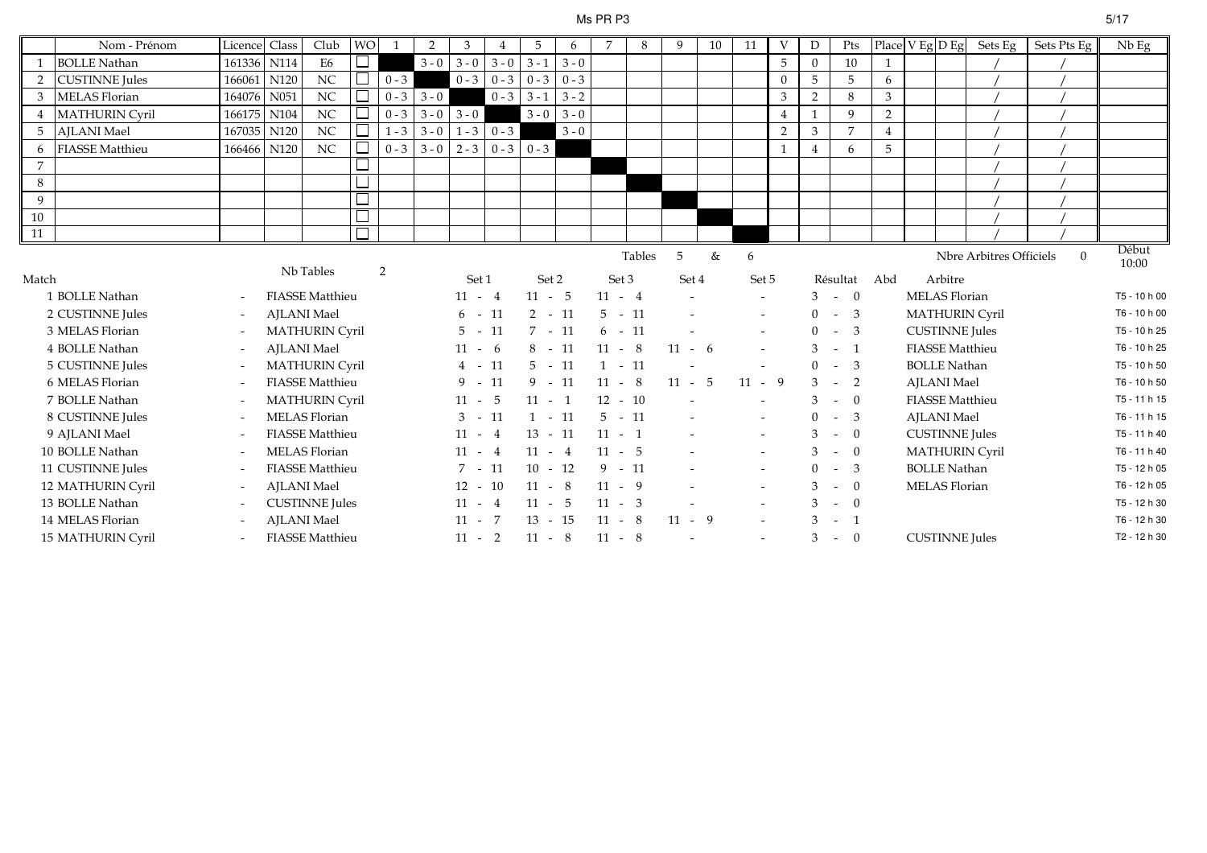# Ms PR P3

| | Nom - Prénom | Licence | Class | Club | WO | 1 | 2 | 3 | 4 | 5 | 6 | 7 | 8 | 9 | 10 | 11 | V | D | Pts | Place | V Eg | D Eg | Sets Eg | Sets Pts Eg | Nb Eg |
|---|---|---|---|---|---|---|---|---|---|---|---|---|---|---|---|---|---|---|---|---|---|---|---|---|---|
| 1 | BOLLE Nathan | 161336 | N114 | E6 | ☐ | | 3 - 0 | 3 - 0 | 3 - 0 | 3 - 1 | 3 - 0 | | | | | | 5 | 0 | 10 | 1 | | | / | / | |
| 2 | CUSTINNE Jules | 166061 | N120 | NC | ☐ | 0 - 3 | | 0 - 3 | 0 - 3 | 0 - 3 | 0 - 3 | | | | | | 0 | 5 | 5 | 6 | | | / | / | |
| 3 | MELAS Florian | 164076 | N051 | NC | ☐ | 0 - 3 | 3 - 0 | | 0 - 3 | 3 - 1 | 3 - 2 | | | | | | 3 | 2 | 8 | 3 | | | / | / | |
| 4 | MATHURIN Cyril | 166175 | N104 | NC | ☐ | 0 - 3 | 3 - 0 | 3 - 0 | | 3 - 0 | 3 - 0 | | | | | | 4 | 1 | 9 | 2 | | | / | / | |
| 5 | AJLANI Mael | 167035 | N120 | NC | ☐ | 1 - 3 | 3 - 0 | 1 - 3 | 0 - 3 | | 3 - 0 | | | | | | 2 | 3 | 7 | 4 | | | / | / | |
| 6 | FIASSE Matthieu | 166466 | N120 | NC | ☐ | 0 - 3 | 3 - 0 | 2 - 3 | 0 - 3 | 0 - 3 | | | | | | | 1 | 4 | 6 | 5 | | | / | / | |
| 7 | | | | | ☐ | | | | | | | | | | | | | | | | | | / | / | |
| 8 | | | | | ☐ | | | | | | | | | | | | | | | | | | / | / | |
| 9 | | | | | ☐ | | | | | | | | | | | | | | | | | | / | / | |
| 10 | | | | | ☐ | | | | | | | | | | | | | | | | | | / | / | |
| 11 | | | | | ☐ | | | | | | | | | | | | | | | | | | / | / | |

Nb Tables 2 — Tables 5 & 6 — Nbre Arbitres Officiels 0 — Début 10:00

| Match | | | Set 1 | Set 2 | Set 3 | Set 4 | Set 5 | Résultat | Abd | Arbitre | |
|---|---|---|---|---|---|---|---|---|---|---|---|
| 1 BOLLE Nathan | - | FIASSE Matthieu | 11 - 4 | 11 - 5 | 11 - 4 | - | - | 3 - 0 | | MELAS Florian | T5 - 10 h 00 |
| 2 CUSTINNE Jules | - | AJLANI Mael | 6 - 11 | 2 - 11 | 5 - 11 | - | - | 0 - 3 | | MATHURIN Cyril | T6 - 10 h 00 |
| 3 MELAS Florian | - | MATHURIN Cyril | 5 - 11 | 7 - 11 | 6 - 11 | - | - | 0 - 3 | | CUSTINNE Jules | T5 - 10 h 25 |
| 4 BOLLE Nathan | - | AJLANI Mael | 11 - 6 | 8 - 11 | 11 - 8 | 11 - 6 | - | 3 - 1 | | FIASSE Matthieu | T6 - 10 h 25 |
| 5 CUSTINNE Jules | - | MATHURIN Cyril | 4 - 11 | 5 - 11 | 1 - 11 | - | - | 0 - 3 | | BOLLE Nathan | T5 - 10 h 50 |
| 6 MELAS Florian | - | FIASSE Matthieu | 9 - 11 | 9 - 11 | 11 - 8 | 11 - 5 | 11 - 9 | 3 - 2 | | AJLANI Mael | T6 - 10 h 50 |
| 7 BOLLE Nathan | - | MATHURIN Cyril | 11 - 5 | 11 - 1 | 12 - 10 | - | - | 3 - 0 | | FIASSE Matthieu | T5 - 11 h 15 |
| 8 CUSTINNE Jules | - | MELAS Florian | 3 - 11 | 1 - 11 | 5 - 11 | - | - | 0 - 3 | | AJLANI Mael | T6 - 11 h 15 |
| 9 AJLANI Mael | - | FIASSE Matthieu | 11 - 4 | 13 - 11 | 11 - 1 | - | - | 3 - 0 | | CUSTINNE Jules | T5 - 11 h 40 |
| 10 BOLLE Nathan | - | MELAS Florian | 11 - 4 | 11 - 4 | 11 - 5 | - | - | 3 - 0 | | MATHURIN Cyril | T6 - 11 h 40 |
| 11 CUSTINNE Jules | - | FIASSE Matthieu | 7 - 11 | 10 - 12 | 9 - 11 | - | - | 0 - 3 | | BOLLE Nathan | T5 - 12 h 05 |
| 12 MATHURIN Cyril | - | AJLANI Mael | 12 - 10 | 11 - 8 | 11 - 9 | - | - | 3 - 0 | | MELAS Florian | T6 - 12 h 05 |
| 13 BOLLE Nathan | - | CUSTINNE Jules | 11 - 4 | 11 - 5 | 11 - 3 | - | - | 3 - 0 | | | T5 - 12 h 30 |
| 14 MELAS Florian | - | AJLANI Mael | 11 - 7 | 13 - 15 | 11 - 8 | 11 - 9 | - | 3 - 1 | | | T6 - 12 h 30 |
| 15 MATHURIN Cyril | - | FIASSE Matthieu | 11 - 2 | 11 - 8 | 11 - 8 | - | - | 3 - 0 | | CUSTINNE Jules | T2 - 12 h 30 |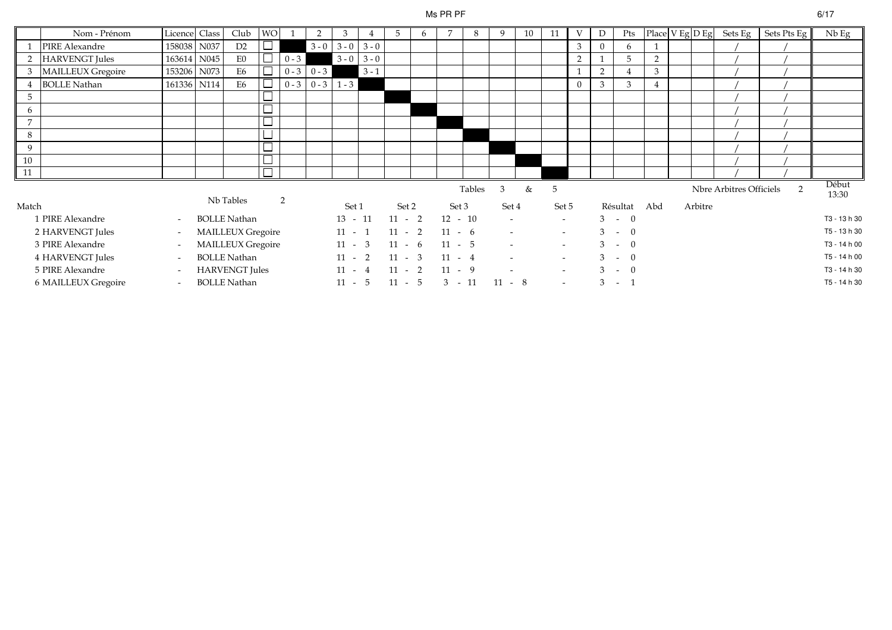Ms PR PF

| | Nom - Prénom | Licence | Class | Club | WO | 1 | 2 | 3 | 4 | 5 | 6 | 7 | 8 | 9 | 10 | 11 | V | D | Pts | Place | V Eg | D Eg | Sets Eg | Sets Pts Eg | Nb Eg |
|---|---|---|---|---|---|---|---|---|---|---|---|---|---|---|---|---|---|---|---|---|---|---|---|---|---|
| 1 | PIRE Alexandre | 158038 | N037 | D2 | ☐ | | 3 - 0 | 3 - 0 | 3 - 0 | | | | | | | | 3 | 0 | 6 | 1 | | | / | / | |
| 2 | HARVENGT Jules | 163614 | N045 | E0 | ☐ | 0 - 3 | | 3 - 0 | 3 - 0 | | | | | | | | 2 | 1 | 5 | 2 | | | / | / | |
| 3 | MAILLEUX Gregoire | 153206 | N073 | E6 | ☐ | 0 - 3 | 0 - 3 | | 3 - 1 | | | | | | | | 1 | 2 | 4 | 3 | | | / | / | |
| 4 | BOLLE Nathan | 161336 | N114 | E6 | ☐ | 0 - 3 | 0 - 3 | 1 - 3 | | | | | | | | | 0 | 3 | 3 | 4 | | | / | / | |
| 5 | | | | | ☐ | | | | | | | | | | | | | | | | | | / | / | |
| 6 | | | | | ☐ | | | | | | | | | | | | | | | | | | / | / | |
| 7 | | | | | ☐ | | | | | | | | | | | | | | | | | | / | / | |
| 8 | | | | | ☐ | | | | | | | | | | | | | | | | | | / | / | |
| 9 | | | | | ☐ | | | | | | | | | | | | | | | | | | / | / | |
| 10 | | | | | ☐ | | | | | | | | | | | | | | | | | | / | / | |
| 11 | | | | | ☐ | | | | | | | | | | | | | | | | | | / | / | |

Nb Tables 2 — Tables 3 & 5 — Nbre Arbitres Officiels 2 — Début 13:30

| Match | | | Set 1 | Set 2 | Set 3 | Set 4 | Set 5 | Résultat | Abd | Arbitre | |
|---|---|---|---|---|---|---|---|---|---|---|---|
| 1 PIRE Alexandre | - | BOLLE Nathan | 13 - 11 | 11 - 2 | 12 - 10 | - | - | 3 - 0 | | | T3 - 13 h 30 |
| 2 HARVENGT Jules | - | MAILLEUX Gregoire | 11 - 1 | 11 - 2 | 11 - 6 | - | - | 3 - 0 | | | T5 - 13 h 30 |
| 3 PIRE Alexandre | - | MAILLEUX Gregoire | 11 - 3 | 11 - 6 | 11 - 5 | - | - | 3 - 0 | | | T3 - 14 h 00 |
| 4 HARVENGT Jules | - | BOLLE Nathan | 11 - 2 | 11 - 3 | 11 - 4 | - | - | 3 - 0 | | | T5 - 14 h 00 |
| 5 PIRE Alexandre | - | HARVENGT Jules | 11 - 4 | 11 - 2 | 11 - 9 | - | - | 3 - 0 | | | T3 - 14 h 30 |
| 6 MAILLEUX Gregoire | - | BOLLE Nathan | 11 - 5 | 11 - 5 | 3 - 11 | 11 - 8 | - | 3 - 1 | | | T5 - 14 h 30 |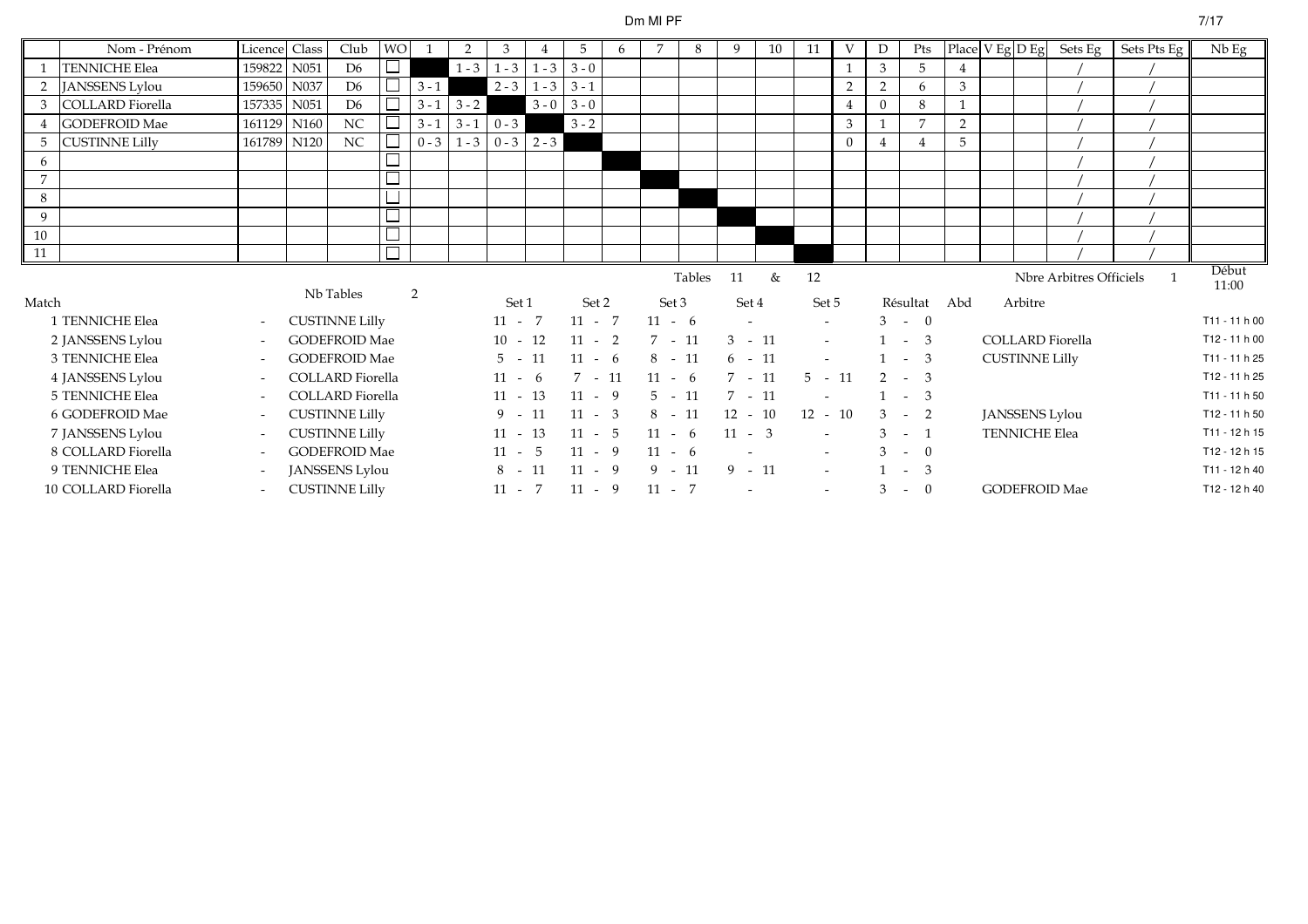# Dm MI PF

| | Nom - Prénom | Licence | Class | Club | WO | 1 | 2 | 3 | 4 | 5 | 6 | 7 | 8 | 9 | 10 | 11 | V | D | Pts | Place | V Eg | D Eg | Sets Eg | Sets Pts Eg | Nb Eg |
|---|---|---|---|---|---|---|---|---|---|---|---|---|---|---|---|---|---|---|---|---|---|---|---|---|---|
| 1 | TENNICHE Elea | 159822 | N051 | D6 | ☐ | | 1 - 3 | 1 - 3 | 1 - 3 | 3 - 0 | | | | | | | 1 | 3 | 5 | 4 | | | / | / | |
| 2 | JANSSENS Lylou | 159650 | N037 | D6 | ☐ | 3 - 1 | | 2 - 3 | 1 - 3 | 3 - 1 | | | | | | | 2 | 2 | 6 | 3 | | | / | / | |
| 3 | COLLARD Fiorella | 157335 | N051 | D6 | ☐ | 3 - 1 | 3 - 2 | | 3 - 0 | 3 - 0 | | | | | | | 4 | 0 | 8 | 1 | | | / | / | |
| 4 | GODEFROID Mae | 161129 | N160 | NC | ☐ | 3 - 1 | 3 - 1 | 0 - 3 | | 3 - 2 | | | | | | | 3 | 1 | 7 | 2 | | | / | / | |
| 5 | CUSTINNE Lilly | 161789 | N120 | NC | ☐ | 0 - 3 | 1 - 3 | 0 - 3 | 2 - 3 | | | | | | | | 0 | 4 | 4 | 5 | | | / | / | |
| 6 | | | | | ☐ | | | | | | | | | | | | | | | | | | / | / | |
| 7 | | | | | ☐ | | | | | | | | | | | | | | | | | | / | / | |
| 8 | | | | | ☐ | | | | | | | | | | | | | | | | | | / | / | |
| 9 | | | | | ☐ | | | | | | | | | | | | | | | | | | / | / | |
| 10 | | | | | ☐ | | | | | | | | | | | | | | | | | | / | / | |
| 11 | | | | | ☐ | | | | | | | | | | | | | | | | | | / | / | |

Nb Tables 2 — Tables 11 & 12 — Nbre Arbitres Officiels 1 — Début 11:00

| Match | | | Set 1 | Set 2 | Set 3 | Set 4 | Set 5 | Résultat | Abd | Arbitre | |
|---|---|---|---|---|---|---|---|---|---|---|---|
| 1 TENNICHE Elea | - | CUSTINNE Lilly | 11 - 7 | 11 - 7 | 11 - 6 | - | - | 3 - 0 | | | T11 - 11 h 00 |
| 2 JANSSENS Lylou | - | GODEFROID Mae | 10 - 12 | 11 - 2 | 7 - 11 | 3 - 11 | - | 1 - 3 | | COLLARD Fiorella | T12 - 11 h 00 |
| 3 TENNICHE Elea | - | GODEFROID Mae | 5 - 11 | 11 - 6 | 8 - 11 | 6 - 11 | - | 1 - 3 | | CUSTINNE Lilly | T11 - 11 h 25 |
| 4 JANSSENS Lylou | - | COLLARD Fiorella | 11 - 6 | 7 - 11 | 11 - 6 | 7 - 11 | 5 - 11 | 2 - 3 | | | T12 - 11 h 25 |
| 5 TENNICHE Elea | - | COLLARD Fiorella | 11 - 13 | 11 - 9 | 5 - 11 | 7 - 11 | - | 1 - 3 | | | T11 - 11 h 50 |
| 6 GODEFROID Mae | - | CUSTINNE Lilly | 9 - 11 | 11 - 3 | 8 - 11 | 12 - 10 | 12 - 10 | 3 - 2 | | JANSSENS Lylou | T12 - 11 h 50 |
| 7 JANSSENS Lylou | - | CUSTINNE Lilly | 11 - 13 | 11 - 5 | 11 - 6 | 11 - 3 | - | 3 - 1 | | TENNICHE Elea | T11 - 12 h 15 |
| 8 COLLARD Fiorella | - | GODEFROID Mae | 11 - 5 | 11 - 9 | 11 - 6 | - | - | 3 - 0 | | | T12 - 12 h 15 |
| 9 TENNICHE Elea | - | JANSSENS Lylou | 8 - 11 | 11 - 9 | 9 - 11 | 9 - 11 | - | 1 - 3 | | | T11 - 12 h 40 |
| 10 COLLARD Fiorella | - | CUSTINNE Lilly | 11 - 7 | 11 - 9 | 11 - 7 | - | - | 3 - 0 | | GODEFROID Mae | T12 - 12 h 40 |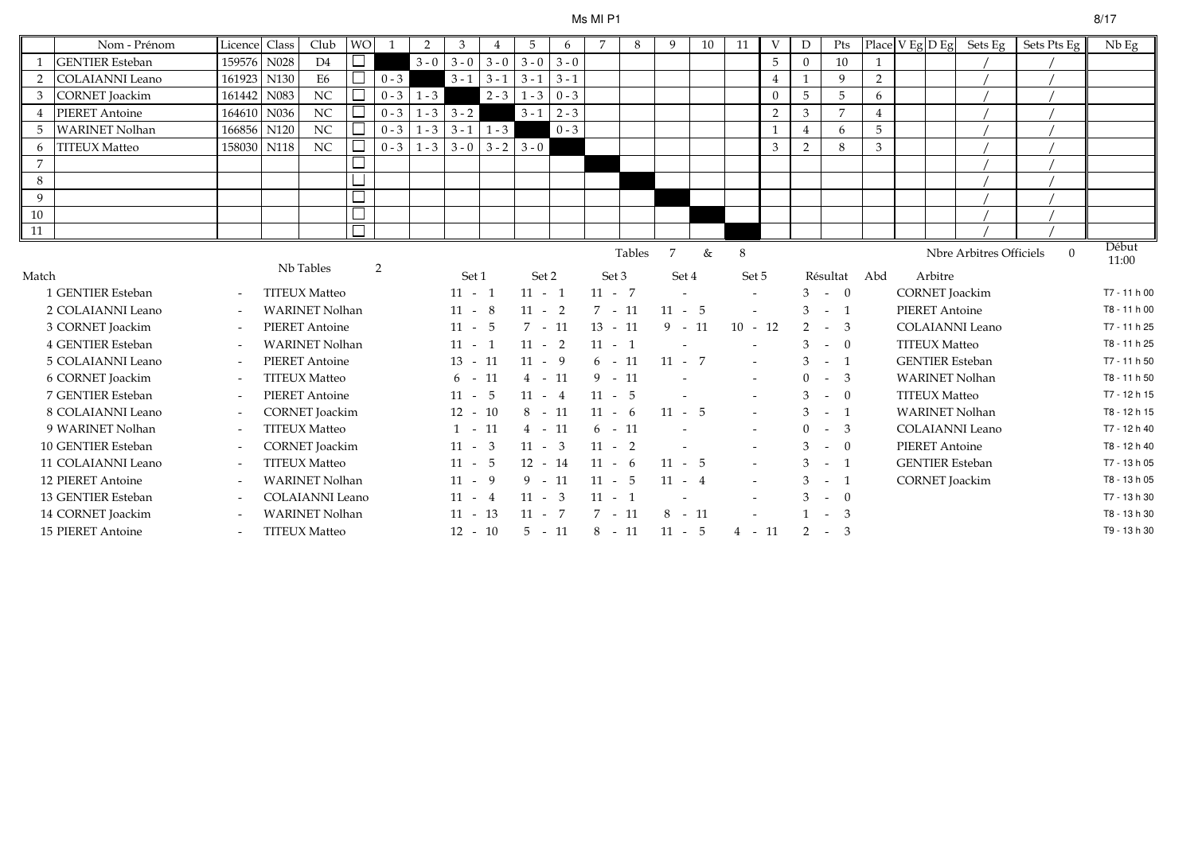# Ms MI P1

| | Nom - Prénom | Licence | Class | Club | WO | 1 | 2 | 3 | 4 | 5 | 6 | 7 | 8 | 9 | 10 | 11 | V | D | Pts | Place | V Eg | D Eg | Sets Eg | Sets Pts Eg | Nb Eg |
|---|---|---|---|---|---|---|---|---|---|---|---|---|---|---|---|---|---|---|---|---|---|---|---|---|---|
| 1 | GENTIER Esteban | 159576 | N028 | D4 | ☐ | | 3 - 0 | 3 - 0 | 3 - 0 | 3 - 0 | 3 - 0 | | | | | | 5 | 0 | 10 | 1 | | | / | / | |
| 2 | COLAIANNI Leano | 161923 | N130 | E6 | ☐ | 0 - 3 | | 3 - 1 | 3 - 1 | 3 - 1 | 3 - 1 | | | | | | 4 | 1 | 9 | 2 | | | / | / | |
| 3 | CORNET Joackim | 161442 | N083 | NC | ☐ | 0 - 3 | 1 - 3 | | 2 - 3 | 1 - 3 | 0 - 3 | | | | | | 0 | 5 | 5 | 6 | | | / | / | |
| 4 | PIERET Antoine | 164610 | N036 | NC | ☐ | 0 - 3 | 1 - 3 | 3 - 2 | | 3 - 1 | 2 - 3 | | | | | | 2 | 3 | 7 | 4 | | | / | / | |
| 5 | WARINET Nolhan | 166856 | N120 | NC | ☐ | 0 - 3 | 1 - 3 | 3 - 1 | 1 - 3 | | 0 - 3 | | | | | | 1 | 4 | 6 | 5 | | | / | / | |
| 6 | TITEUX Matteo | 158030 | N118 | NC | ☐ | 0 - 3 | 1 - 3 | 3 - 0 | 3 - 2 | 3 - 0 | | | | | | | 3 | 2 | 8 | 3 | | | / | / | |
| 7 | | | | | ☐ | | | | | | | | | | | | | | | | | | / | / | |
| 8 | | | | | ☐ | | | | | | | | | | | | | | | | | | / | / | |
| 9 | | | | | ☐ | | | | | | | | | | | | | | | | | | / | / | |
| 10 | | | | | ☐ | | | | | | | | | | | | | | | | | | / | / | |
| 11 | | | | | ☐ | | | | | | | | | | | | | | | | | | / | / | |

Nb Tables 2 — Tables 7 & 8 — Nbre Arbitres Officiels 0 — Début 11:00

| Match | | | Set 1 | Set 2 | Set 3 | Set 4 | Set 5 | Résultat | Abd | Arbitre | |
|---|---|---|---|---|---|---|---|---|---|---|---|
| 1 GENTIER Esteban | - | TITEUX Matteo | 11 - 1 | 11 - 1 | 11 - 7 | - | - | 3 - 0 | | CORNET Joackim | T7 - 11 h 00 |
| 2 COLAIANNI Leano | - | WARINET Nolhan | 11 - 8 | 11 - 2 | 7 - 11 | 11 - 5 | - | 3 - 1 | | PIERET Antoine | T8 - 11 h 00 |
| 3 CORNET Joackim | - | PIERET Antoine | 11 - 5 | 7 - 11 | 13 - 11 | 9 - 11 | 10 - 12 | 2 - 3 | | COLAIANNI Leano | T7 - 11 h 25 |
| 4 GENTIER Esteban | - | WARINET Nolhan | 11 - 1 | 11 - 2 | 11 - 1 | - | - | 3 - 0 | | TITEUX Matteo | T8 - 11 h 25 |
| 5 COLAIANNI Leano | - | PIERET Antoine | 13 - 11 | 11 - 9 | 6 - 11 | 11 - 7 | - | 3 - 1 | | GENTIER Esteban | T7 - 11 h 50 |
| 6 CORNET Joackim | - | TITEUX Matteo | 6 - 11 | 4 - 11 | 9 - 11 | - | - | 0 - 3 | | WARINET Nolhan | T8 - 11 h 50 |
| 7 GENTIER Esteban | - | PIERET Antoine | 11 - 5 | 11 - 4 | 11 - 5 | - | - | 3 - 0 | | TITEUX Matteo | T7 - 12 h 15 |
| 8 COLAIANNI Leano | - | CORNET Joackim | 12 - 10 | 8 - 11 | 11 - 6 | 11 - 5 | - | 3 - 1 | | WARINET Nolhan | T8 - 12 h 15 |
| 9 WARINET Nolhan | - | TITEUX Matteo | 1 - 11 | 4 - 11 | 6 - 11 | - | - | 0 - 3 | | COLAIANNI Leano | T7 - 12 h 40 |
| 10 GENTIER Esteban | - | CORNET Joackim | 11 - 3 | 11 - 3 | 11 - 2 | - | - | 3 - 0 | | PIERET Antoine | T8 - 12 h 40 |
| 11 COLAIANNI Leano | - | TITEUX Matteo | 11 - 5 | 12 - 14 | 11 - 6 | 11 - 5 | - | 3 - 1 | | GENTIER Esteban | T7 - 13 h 05 |
| 12 PIERET Antoine | - | WARINET Nolhan | 11 - 9 | 9 - 11 | 11 - 5 | 11 - 4 | - | 3 - 1 | | CORNET Joackim | T8 - 13 h 05 |
| 13 GENTIER Esteban | - | COLAIANNI Leano | 11 - 4 | 11 - 3 | 11 - 1 | - | - | 3 - 0 | | | T7 - 13 h 30 |
| 14 CORNET Joackim | - | WARINET Nolhan | 11 - 13 | 11 - 7 | 7 - 11 | 8 - 11 | - | 1 - 3 | | | T8 - 13 h 30 |
| 15 PIERET Antoine | - | TITEUX Matteo | 12 - 10 | 5 - 11 | 8 - 11 | 11 - 5 | 4 - 11 | 2 - 3 | | | T9 - 13 h 30 |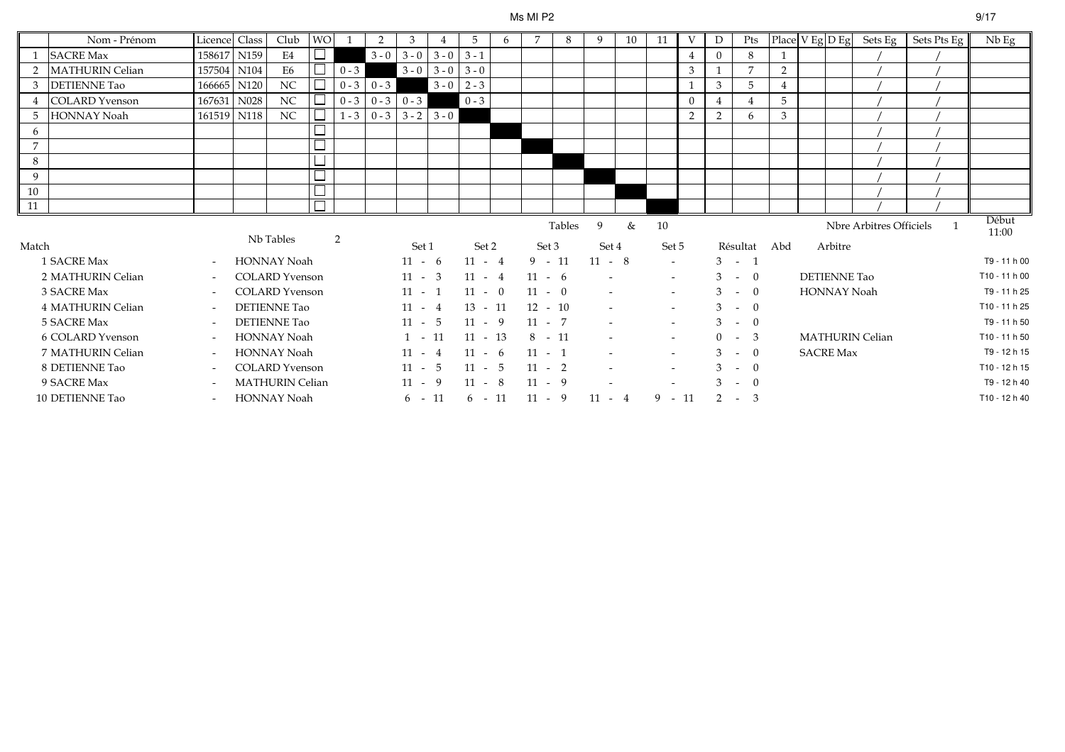# Ms MI P2

| | Nom - Prénom | Licence | Class | Club | WO | 1 | 2 | 3 | 4 | 5 | 6 | 7 | 8 | 9 | 10 | 11 | V | D | Pts | Place | V Eg | D Eg | Sets Eg | Sets Pts Eg | Nb Eg |
|---|---|---|---|---|---|---|---|---|---|---|---|---|---|---|---|---|---|---|---|---|---|---|---|---|---|
| 1 | SACRE Max | 158617 | N159 | E4 | ☐ | | 3 - 0 | 3 - 0 | 3 - 0 | 3 - 1 | | | | | | | 4 | 0 | 8 | 1 | | | / | / | |
| 2 | MATHURIN Celian | 157504 | N104 | E6 | ☐ | 0 - 3 | | 3 - 0 | 3 - 0 | 3 - 0 | | | | | | | 3 | 1 | 7 | 2 | | | / | / | |
| 3 | DETIENNE Tao | 166665 | N120 | NC | ☐ | 0 - 3 | 0 - 3 | | 3 - 0 | 2 - 3 | | | | | | | 1 | 3 | 5 | 4 | | | / | / | |
| 4 | COLARD Yvenson | 167631 | N028 | NC | ☐ | 0 - 3 | 0 - 3 | 0 - 3 | | 0 - 3 | | | | | | | 0 | 4 | 4 | 5 | | | / | / | |
| 5 | HONNAY Noah | 161519 | N118 | NC | ☐ | 1 - 3 | 0 - 3 | 3 - 2 | 3 - 0 | | | | | | | | 2 | 2 | 6 | 3 | | | / | / | |
| 6 | | | | | ☐ | | | | | | | | | | | | | | | | | | / | / | |
| 7 | | | | | ☐ | | | | | | | | | | | | | | | | | | / | / | |
| 8 | | | | | ☐ | | | | | | | | | | | | | | | | | | / | / | |
| 9 | | | | | ☐ | | | | | | | | | | | | | | | | | | / | / | |
| 10 | | | | | ☐ | | | | | | | | | | | | | | | | | | / | / | |
| 11 | | | | | ☐ | | | | | | | | | | | | | | | | | | / | / | |

Nb Tables 2 — Tables 9 & 10 — Nbre Arbitres Officiels 1 — Début 11:00

| Match | | | | Set 1 | Set 2 | Set 3 | Set 4 | Set 5 | Résultat | Abd | Arbitre | |
|---|---|---|---|---|---|---|---|---|---|---|---|---|
| 1 | SACRE Max | - | HONNAY Noah | 11 - 6 | 11 - 4 | 9 - 11 | 11 - 8 | - | 3 - 1 | | | T9 - 11 h 00 |
| 2 | MATHURIN Celian | - | COLARD Yvenson | 11 - 3 | 11 - 4 | 11 - 6 | - | - | 3 - 0 | | DETIENNE Tao | T10 - 11 h 00 |
| 3 | SACRE Max | - | COLARD Yvenson | 11 - 1 | 11 - 0 | 11 - 0 | - | - | 3 - 0 | | HONNAY Noah | T9 - 11 h 25 |
| 4 | MATHURIN Celian | - | DETIENNE Tao | 11 - 4 | 13 - 11 | 12 - 10 | - | - | 3 - 0 | | | T10 - 11 h 25 |
| 5 | SACRE Max | - | DETIENNE Tao | 11 - 5 | 11 - 9 | 11 - 7 | - | - | 3 - 0 | | | T9 - 11 h 50 |
| 6 | COLARD Yvenson | - | HONNAY Noah | 1 - 11 | 11 - 13 | 8 - 11 | - | - | 0 - 3 | | MATHURIN Celian | T10 - 11 h 50 |
| 7 | MATHURIN Celian | - | HONNAY Noah | 11 - 4 | 11 - 6 | 11 - 1 | - | - | 3 - 0 | | SACRE Max | T9 - 12 h 15 |
| 8 | DETIENNE Tao | - | COLARD Yvenson | 11 - 5 | 11 - 5 | 11 - 2 | - | - | 3 - 0 | | | T10 - 12 h 15 |
| 9 | SACRE Max | - | MATHURIN Celian | 11 - 9 | 11 - 8 | 11 - 9 | - | - | 3 - 0 | | | T9 - 12 h 40 |
| 10 | DETIENNE Tao | - | HONNAY Noah | 6 - 11 | 6 - 11 | 11 - 9 | 11 - 4 | 9 - 11 | 2 - 3 | | | T10 - 12 h 40 |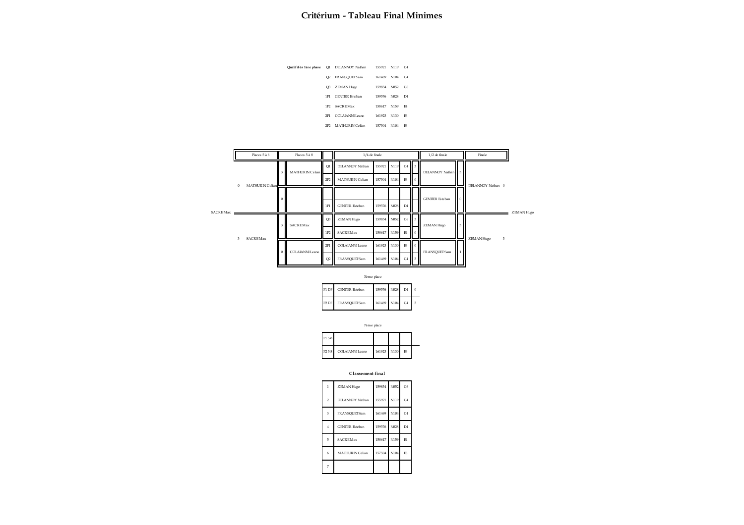# Critérium - Tableau Final Minimes

**Qualifiés 1ère phase**

| | | | | |
|---|---|---|---|---|
| Q1 | DELANNOY Nathan | 155921 | N119 | C4 |
| Q2 | FRANSQUET Sam | 161469 | N104 | C4 |
| Q3 | ZEMAN Hugo | 159834 | N052 | C6 |
| 1P1 | GENTIER Esteban | 159576 | N028 | D4 |
| 1P2 | SACRE Max | 158617 | N159 | E4 |
| 2P1 | COLAIANNI Leano | 161923 | N130 | E6 |
| 2P2 | MATHURIN Celian | 157504 | N104 | E6 |

| Places 5 à 6 | | Places 5 à 8 | | | 1/4 de finale | | | | | 1/2 de finale | | Finale | |
|---|---|---|---|---|---|---|---|---|---|---|---|---|---|
| 0 | MATHURIN Celian | 3 | MATHURIN Celian | Q1 | DELANNOY Nathan | 155921 | N119 | C4 | 3 | DELANNOY Nathan | 3 | DELANNOY Nathan | 0 |
| | | | | 2P2 | MATHURIN Celian | 157504 | N104 | E6 | 0 | | | | |
| | | 0 | | | | | | | | GENTIER Esteban | 0 | | |
| | | | | 1P1 | GENTIER Esteban | 159576 | N028 | D4 | | | | | |
| 3 | SACRE Max | 3 | SACRE Max | Q3 | ZEMAN Hugo | 159834 | N052 | C6 | 3 | ZEMAN Hugo | 3 | ZEMAN Hugo | 3 |
| | | | | 1P2 | SACRE Max | 158617 | N159 | E4 | 0 | | | | |
| | | 0 | COLAIANNI Leano | 2P1 | COLAIANNI Leano | 161923 | N130 | E6 | 0 | FRANSQUET Sam | 1 | | |
| | | | | Q2 | FRANSQUET Sam | 161469 | N104 | C4 | 3 | | | | |

Vainqueur places 5 à 6 : SACRE Max

Vainqueur finale : ZEMAN Hugo

3ème place

| | | | | | |
|---|---|---|---|---|---|
| P1 DF | GENTIER Esteban | 159576 | N028 | D4 | 0 |
| P2 DF | FRANSQUET Sam | 161469 | N104 | C4 | 3 |

7ème place

| | | | | |
|---|---|---|---|---|
| P1 5-8 | | | | |
| P2 5-8 | COLAIANNI Leano | 161923 | N130 | E6 |

**Classement final**

| | | | | |
|---|---|---|---|---|
| 1 | ZEMAN Hugo | 159834 | N052 | C6 |
| 2 | DELANNOY Nathan | 155921 | N119 | C4 |
| 3 | FRANSQUET Sam | 161469 | N104 | C4 |
| 4 | GENTIER Esteban | 159576 | N028 | D4 |
| 5 | SACRE Max | 158617 | N159 | E4 |
| 6 | MATHURIN Celian | 157504 | N104 | E6 |
| 7 | | | | |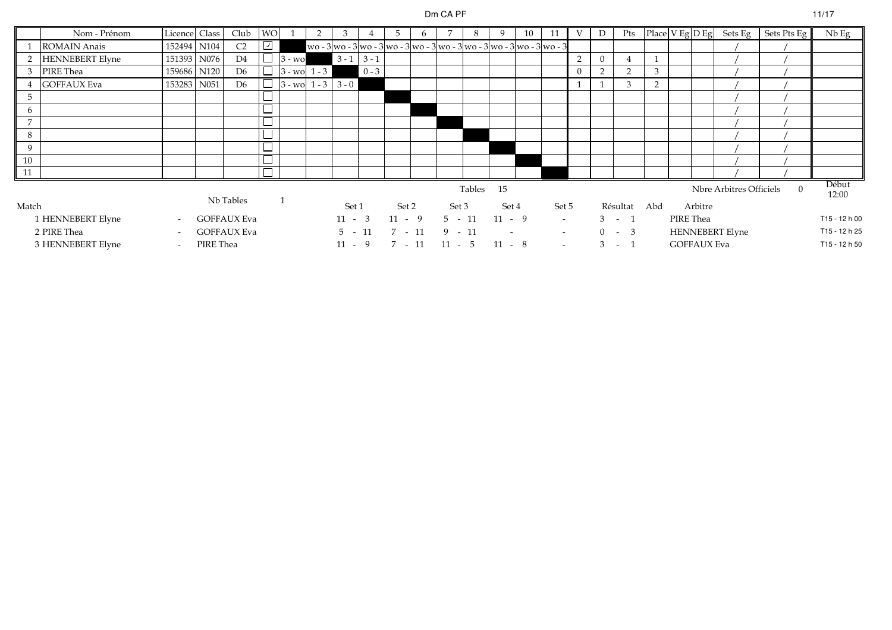# Dm CA PF

| | Nom - Prénom | Licence | Class | Club | WO | 1 | 2 | 3 | 4 | 5 | 6 | 7 | 8 | 9 | 10 | 11 | V | D | Pts | Place | V Eg | D Eg | Sets Eg | Sets Pts Eg | Nb Eg |
|---|---|---|---|---|---|---|---|---|---|---|---|---|---|---|---|---|---|---|---|---|---|---|---|---|---|
| 1 | ROMAIN Anais | 152494 | N104 | C2 | ☑ | | wo - 3 | wo - 3 | wo - 3 | wo - 3 | wo - 3 | wo - 3 | wo - 3 | wo - 3 | wo - 3 | wo - 3 | | | | | | | / | / | |
| 2 | HENNEBERT Elyne | 151393 | N076 | D4 | ☐ | 3 - wo | | 3 - 1 | 3 - 1 | | | | | | | | 2 | 0 | 4 | 1 | | | / | / | |
| 3 | PIRE Thea | 159686 | N120 | D6 | ☐ | 3 - wo | 1 - 3 | | 0 - 3 | | | | | | | | 0 | 2 | 2 | 3 | | | / | / | |
| 4 | GOFFAUX Eva | 153283 | N051 | D6 | ☐ | 3 - wo | 1 - 3 | 3 - 0 | | | | | | | | | 1 | 1 | 3 | 2 | | | / | / | |
| 5 | | | | | ☐ | | | | | | | | | | | | | | | | | | / | / | |
| 6 | | | | | ☐ | | | | | | | | | | | | | | | | | | / | / | |
| 7 | | | | | ☐ | | | | | | | | | | | | | | | | | | / | / | |
| 8 | | | | | ☐ | | | | | | | | | | | | | | | | | | / | / | |
| 9 | | | | | ☐ | | | | | | | | | | | | | | | | | | / | / | |
| 10 | | | | | ☐ | | | | | | | | | | | | | | | | | | / | / | |
| 11 | | | | | ☐ | | | | | | | | | | | | | | | | | | / | / | |

Nb Tables 1 — Tables 15 — Nbre Arbitres Officiels 0 — Début 12:00

| Match | | | Set 1 | Set 2 | Set 3 | Set 4 | Set 5 | Résultat | Abd | Arbitre | |
|---|---|---|---|---|---|---|---|---|---|---|---|
| 1 HENNEBERT Elyne | - | GOFFAUX Eva | 11 - 3 | 11 - 9 | 5 - 11 | 11 - 9 | - | 3 - 1 | | PIRE Thea | T15 - 12 h 00 |
| 2 PIRE Thea | - | GOFFAUX Eva | 5 - 11 | 7 - 11 | 9 - 11 | - | - | 0 - 3 | | HENNEBERT Elyne | T15 - 12 h 25 |
| 3 HENNEBERT Elyne | - | PIRE Thea | 11 - 9 | 7 - 11 | 11 - 5 | 11 - 8 | - | 3 - 1 | | GOFFAUX Eva | T15 - 12 h 50 |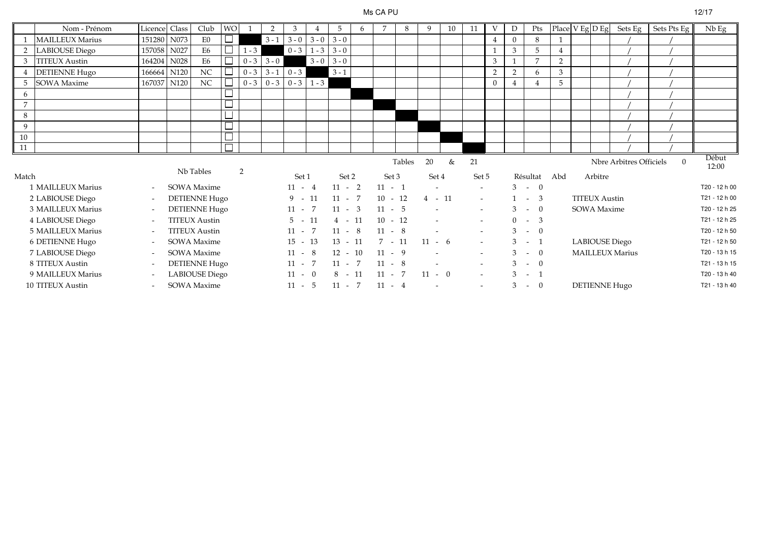# Ms CA PU

| | Nom - Prénom | Licence | Class | Club | WO | 1 | 2 | 3 | 4 | 5 | 6 | 7 | 8 | 9 | 10 | 11 | V | D | Pts | Place | V Eg | D Eg | Sets Eg | Sets Pts Eg | Nb Eg |
|---|---|---|---|---|---|---|---|---|---|---|---|---|---|---|---|---|---|---|---|---|---|---|---|---|---|
| 1 | MAILLEUX Marius | 151280 | N073 | E0 | ☐ | | 3 - 1 | 3 - 0 | 3 - 0 | 3 - 0 | | | | | | | 4 | 0 | 8 | 1 | | | / | / | |
| 2 | LABIOUSE Diego | 157058 | N027 | E6 | ☐ | 1 - 3 | | 0 - 3 | 1 - 3 | 3 - 0 | | | | | | | 1 | 3 | 5 | 4 | | | / | / | |
| 3 | TITEUX Austin | 164204 | N028 | E6 | ☐ | 0 - 3 | 3 - 0 | | 3 - 0 | 3 - 0 | | | | | | | 3 | 1 | 7 | 2 | | | / | / | |
| 4 | DETIENNE Hugo | 166664 | N120 | NC | ☐ | 0 - 3 | 3 - 1 | 0 - 3 | | 3 - 1 | | | | | | | 2 | 2 | 6 | 3 | | | / | / | |
| 5 | SOWA Maxime | 167037 | N120 | NC | ☐ | 0 - 3 | 0 - 3 | 0 - 3 | 1 - 3 | | | | | | | | 0 | 4 | 4 | 5 | | | / | / | |
| 6 | | | | | ☐ | | | | | | | | | | | | | | | | | | / | / | |
| 7 | | | | | ☐ | | | | | | | | | | | | | | | | | | / | / | |
| 8 | | | | | ☐ | | | | | | | | | | | | | | | | | | / | / | |
| 9 | | | | | ☐ | | | | | | | | | | | | | | | | | | / | / | |
| 10 | | | | | ☐ | | | | | | | | | | | | | | | | | | / | / | |
| 11 | | | | | ☐ | | | | | | | | | | | | | | | | | | / | / | |

Nb Tables 2 — Tables 20 & 21 — Nbre Arbitres Officiels 0 — Début 12:00

| Match | | | Set 1 | Set 2 | Set 3 | Set 4 | Set 5 | Résultat | Abd | Arbitre | |
|---|---|---|---|---|---|---|---|---|---|---|---|
| 1 MAILLEUX Marius | - | SOWA Maxime | 11 - 4 | 11 - 2 | 11 - 1 | - | - | 3 - 0 | | | T20 - 12 h 00 |
| 2 LABIOUSE Diego | - | DETIENNE Hugo | 9 - 11 | 11 - 7 | 10 - 12 | 4 - 11 | - | 1 - 3 | | TITEUX Austin | T21 - 12 h 00 |
| 3 MAILLEUX Marius | - | DETIENNE Hugo | 11 - 7 | 11 - 3 | 11 - 5 | - | - | 3 - 0 | | SOWA Maxime | T20 - 12 h 25 |
| 4 LABIOUSE Diego | - | TITEUX Austin | 5 - 11 | 4 - 11 | 10 - 12 | - | - | 0 - 3 | | | T21 - 12 h 25 |
| 5 MAILLEUX Marius | - | TITEUX Austin | 11 - 7 | 11 - 8 | 11 - 8 | - | - | 3 - 0 | | | T20 - 12 h 50 |
| 6 DETIENNE Hugo | - | SOWA Maxime | 15 - 13 | 13 - 11 | 7 - 11 | 11 - 6 | - | 3 - 1 | | LABIOUSE Diego | T21 - 12 h 50 |
| 7 LABIOUSE Diego | - | SOWA Maxime | 11 - 8 | 12 - 10 | 11 - 9 | - | - | 3 - 0 | | MAILLEUX Marius | T20 - 13 h 15 |
| 8 TITEUX Austin | - | DETIENNE Hugo | 11 - 7 | 11 - 7 | 11 - 8 | - | - | 3 - 0 | | | T21 - 13 h 15 |
| 9 MAILLEUX Marius | - | LABIOUSE Diego | 11 - 0 | 8 - 11 | 11 - 7 | 11 - 0 | - | 3 - 1 | | | T20 - 13 h 40 |
| 10 TITEUX Austin | - | SOWA Maxime | 11 - 5 | 11 - 7 | 11 - 4 | - | - | 3 - 0 | | DETIENNE Hugo | T21 - 13 h 40 |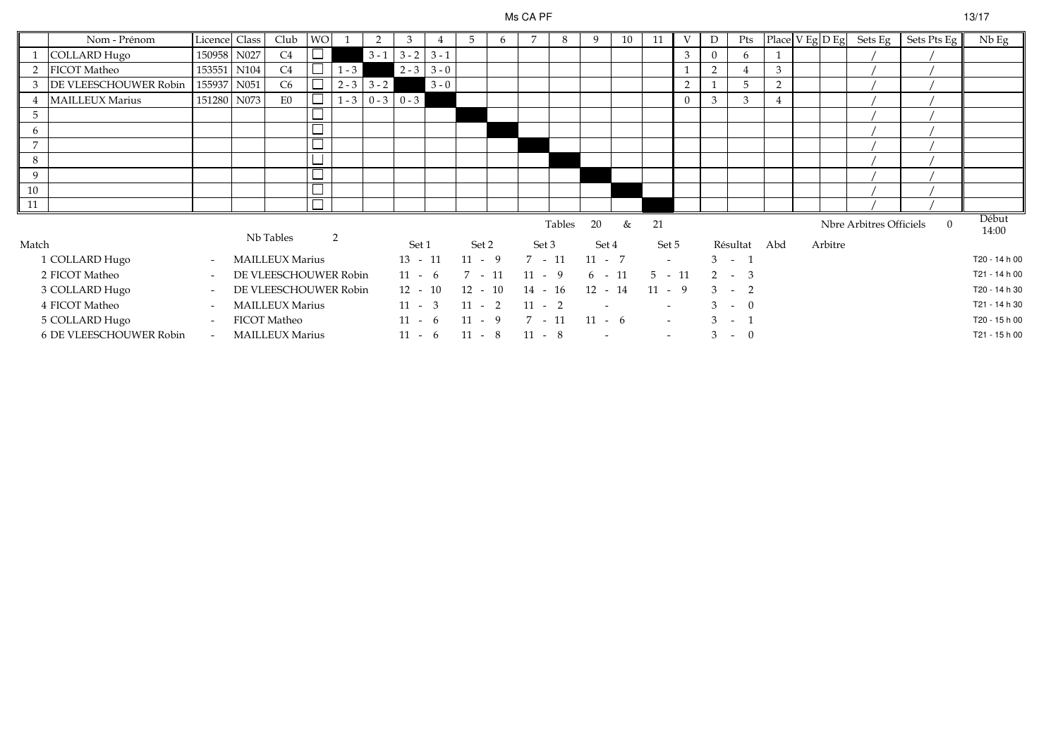Ms CA PF

| | Nom - Prénom | Licence | Class | Club | WO | 1 | 2 | 3 | 4 | 5 | 6 | 7 | 8 | 9 | 10 | 11 | V | D | Pts | Place | V Eg | D Eg | Sets Eg | Sets Pts Eg | Nb Eg |
|---|---|---|---|---|---|---|---|---|---|---|---|---|---|---|---|---|---|---|---|---|---|---|---|---|---|
| 1 | COLLARD Hugo | 150958 | N027 | C4 | ☐ | | 3 - 1 | 3 - 2 | 3 - 1 | | | | | | | | 3 | 0 | 6 | 1 | | | / | / | |
| 2 | FICOT Matheo | 153551 | N104 | C4 | ☐ | 1 - 3 | | 2 - 3 | 3 - 0 | | | | | | | | 1 | 2 | 4 | 3 | | | / | / | |
| 3 | DE VLEESCHOUWER Robin | 155937 | N051 | C6 | ☐ | 2 - 3 | 3 - 2 | | 3 - 0 | | | | | | | | 2 | 1 | 5 | 2 | | | / | / | |
| 4 | MAILLEUX Marius | 151280 | N073 | E0 | ☐ | 1 - 3 | 0 - 3 | 0 - 3 | | | | | | | | | 0 | 3 | 3 | 4 | | | / | / | |
| 5 | | | | | ☐ | | | | | | | | | | | | | | | | | | / | / | |
| 6 | | | | | ☐ | | | | | | | | | | | | | | | | | | / | / | |
| 7 | | | | | ☐ | | | | | | | | | | | | | | | | | | / | / | |
| 8 | | | | | ☐ | | | | | | | | | | | | | | | | | | / | / | |
| 9 | | | | | ☐ | | | | | | | | | | | | | | | | | | / | / | |
| 10 | | | | | ☐ | | | | | | | | | | | | | | | | | | / | / | |
| 11 | | | | | ☐ | | | | | | | | | | | | | | | | | | / | / | |

Tables 20 & 21 — Nbre Arbitres Officiels 0 — Début 14:00

Nb Tables 2

| Match | | | Set 1 | Set 2 | Set 3 | Set 4 | Set 5 | Résultat | Abd | Arbitre | |
|---|---|---|---|---|---|---|---|---|---|---|---|
| 1 COLLARD Hugo | - | MAILLEUX Marius | 13 - 11 | 11 - 9 | 7 - 11 | 11 - 7 | - | 3 - 1 | | | T20 - 14 h 00 |
| 2 FICOT Matheo | - | DE VLEESCHOUWER Robin | 11 - 6 | 7 - 11 | 11 - 9 | 6 - 11 | 5 - 11 | 2 - 3 | | | T21 - 14 h 00 |
| 3 COLLARD Hugo | - | DE VLEESCHOUWER Robin | 12 - 10 | 12 - 10 | 14 - 16 | 12 - 14 | 11 - 9 | 3 - 2 | | | T20 - 14 h 30 |
| 4 FICOT Matheo | - | MAILLEUX Marius | 11 - 3 | 11 - 2 | 11 - 2 | - | - | 3 - 0 | | | T21 - 14 h 30 |
| 5 COLLARD Hugo | - | FICOT Matheo | 11 - 6 | 11 - 9 | 7 - 11 | 11 - 6 | - | 3 - 1 | | | T20 - 15 h 00 |
| 6 DE VLEESCHOUWER Robin | - | MAILLEUX Marius | 11 - 6 | 11 - 8 | 11 - 8 | - | - | 3 - 0 | | | T21 - 15 h 00 |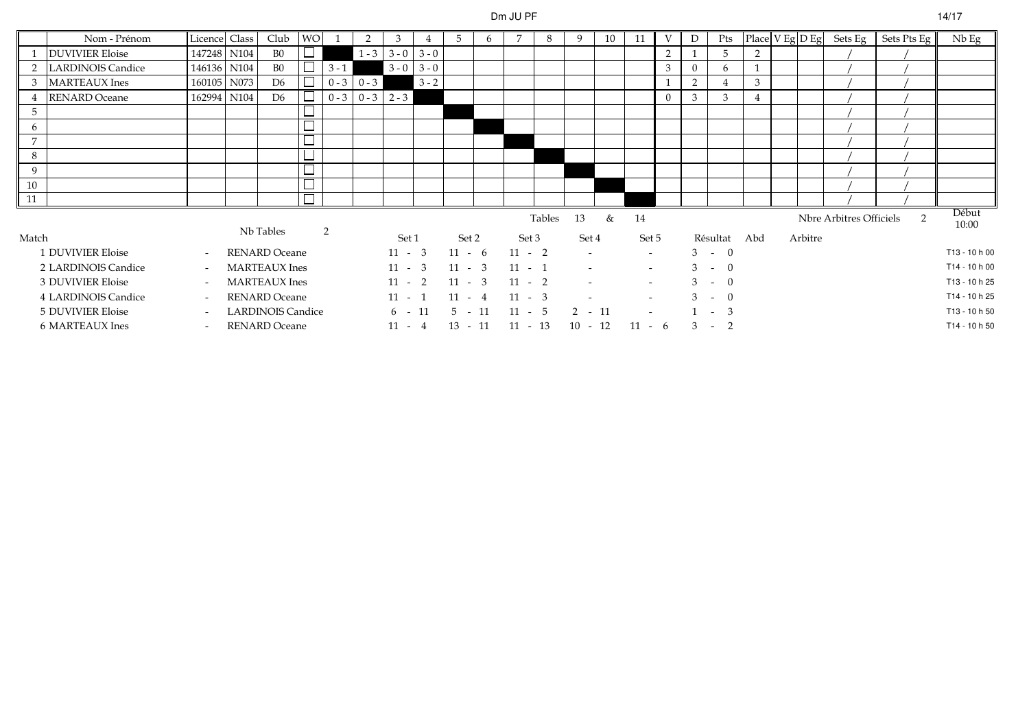# Dm JU PF

| | Nom - Prénom | Licence | Class | Club | WO | 1 | 2 | 3 | 4 | 5 | 6 | 7 | 8 | 9 | 10 | 11 | V | D | Pts | Place | V Eg | D Eg | Sets Eg | Sets Pts Eg | Nb Eg |
|---|---|---|---|---|---|---|---|---|---|---|---|---|---|---|---|---|---|---|---|---|---|---|---|---|---|
| 1 | DUVIVIER Eloise | 147248 | N104 | B0 | ☐ | | 1 - 3 | 3 - 0 | 3 - 0 | | | | | | | | 2 | 1 | 5 | 2 | | | / | / | |
| 2 | LARDINOIS Candice | 146136 | N104 | B0 | ☐ | 3 - 1 | | 3 - 0 | 3 - 0 | | | | | | | | 3 | 0 | 6 | 1 | | | / | / | |
| 3 | MARTEAUX Ines | 160105 | N073 | D6 | ☐ | 0 - 3 | 0 - 3 | | 3 - 2 | | | | | | | | 1 | 2 | 4 | 3 | | | / | / | |
| 4 | RENARD Oceane | 162994 | N104 | D6 | ☐ | 0 - 3 | 0 - 3 | 2 - 3 | | | | | | | | | 0 | 3 | 3 | 4 | | | / | / | |
| 5 | | | | | ☐ | | | | | | | | | | | | | | | | | | / | / | |
| 6 | | | | | ☐ | | | | | | | | | | | | | | | | | | / | / | |
| 7 | | | | | ☐ | | | | | | | | | | | | | | | | | | / | / | |
| 8 | | | | | ☐ | | | | | | | | | | | | | | | | | | / | / | |
| 9 | | | | | ☐ | | | | | | | | | | | | | | | | | | / | / | |
| 10 | | | | | ☐ | | | | | | | | | | | | | | | | | | / | / | |
| 11 | | | | | ☐ | | | | | | | | | | | | | | | | | | / | / | |

Nb Tables 2 — Tables 13 & 14 — Nbre Arbitres Officiels 2 — Début 10:00

| Match | | | Set 1 | Set 2 | Set 3 | Set 4 | Set 5 | Résultat | Abd | Arbitre | |
|---|---|---|---|---|---|---|---|---|---|---|---|
| 1 DUVIVIER Eloise | - | RENARD Oceane | 11 - 3 | 11 - 6 | 11 - 2 | - | - | 3 - 0 | | | T13 - 10 h 00 |
| 2 LARDINOIS Candice | - | MARTEAUX Ines | 11 - 3 | 11 - 3 | 11 - 1 | - | - | 3 - 0 | | | T14 - 10 h 00 |
| 3 DUVIVIER Eloise | - | MARTEAUX Ines | 11 - 2 | 11 - 3 | 11 - 2 | - | - | 3 - 0 | | | T13 - 10 h 25 |
| 4 LARDINOIS Candice | - | RENARD Oceane | 11 - 1 | 11 - 4 | 11 - 3 | - | - | 3 - 0 | | | T14 - 10 h 25 |
| 5 DUVIVIER Eloise | - | LARDINOIS Candice | 6 - 11 | 5 - 11 | 11 - 5 | 2 - 11 | - | 1 - 3 | | | T13 - 10 h 50 |
| 6 MARTEAUX Ines | - | RENARD Oceane | 11 - 4 | 13 - 11 | 11 - 13 | 10 - 12 | 11 - 6 | 3 - 2 | | | T14 - 10 h 50 |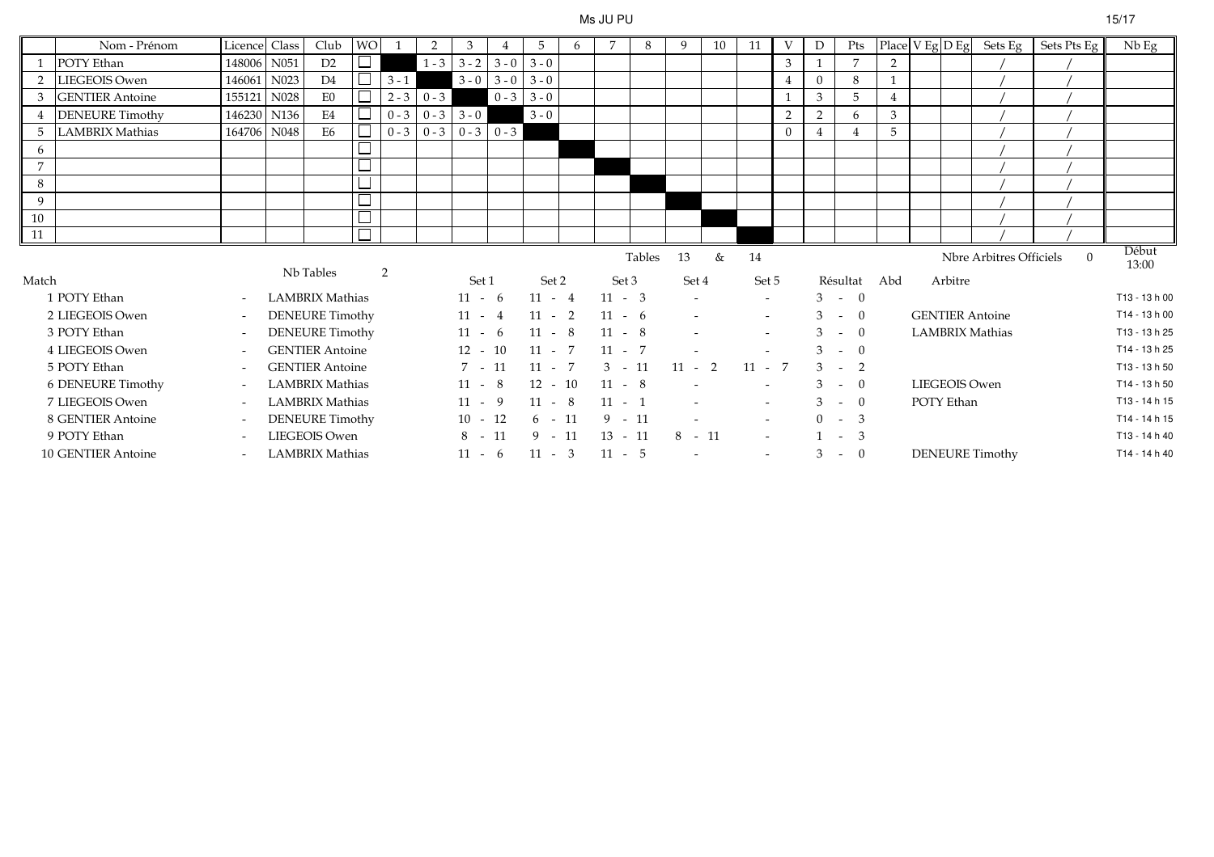# Ms JU PU

| | Nom - Prénom | Licence | Class | Club | WO | 1 | 2 | 3 | 4 | 5 | 6 | 7 | 8 | 9 | 10 | 11 | V | D | Pts | Place | V Eg | D Eg | Sets Eg | Sets Pts Eg | Nb Eg |
|---|---|---|---|---|---|---|---|---|---|---|---|---|---|---|---|---|---|---|---|---|---|---|---|---|---|
| 1 | POTY Ethan | 148006 | N051 | D2 | ☐ | | 1 - 3 | 3 - 2 | 3 - 0 | 3 - 0 | | | | | | | 3 | 1 | 7 | 2 | | | / | / | |
| 2 | LIEGEOIS Owen | 146061 | N023 | D4 | ☐ | 3 - 1 | | 3 - 0 | 3 - 0 | 3 - 0 | | | | | | | 4 | 0 | 8 | 1 | | | / | / | |
| 3 | GENTIER Antoine | 155121 | N028 | E0 | ☐ | 2 - 3 | 0 - 3 | | 0 - 3 | 3 - 0 | | | | | | | 1 | 3 | 5 | 4 | | | / | / | |
| 4 | DENEURE Timothy | 146230 | N136 | E4 | ☐ | 0 - 3 | 0 - 3 | 3 - 0 | | 3 - 0 | | | | | | | 2 | 2 | 6 | 3 | | | / | / | |
| 5 | LAMBRIX Mathias | 164706 | N048 | E6 | ☐ | 0 - 3 | 0 - 3 | 0 - 3 | 0 - 3 | | | | | | | | 0 | 4 | 4 | 5 | | | / | / | |
| 6 | | | | | ☐ | | | | | | | | | | | | | | | | | | / | / | |
| 7 | | | | | ☐ | | | | | | | | | | | | | | | | | | / | / | |
| 8 | | | | | ☐ | | | | | | | | | | | | | | | | | | / | / | |
| 9 | | | | | ☐ | | | | | | | | | | | | | | | | | | / | / | |
| 10 | | | | | ☐ | | | | | | | | | | | | | | | | | | / | / | |
| 11 | | | | | ☐ | | | | | | | | | | | | | | | | | | / | / | |

Nb Tables 2 — Tables 13 & 14 — Nbre Arbitres Officiels 0 — Début 13:00

| Match | | | Set 1 | Set 2 | Set 3 | Set 4 | Set 5 | Résultat | Abd | Arbitre | |
|---|---|---|---|---|---|---|---|---|---|---|---|
| 1 POTY Ethan | - | LAMBRIX Mathias | 11 - 6 | 11 - 4 | 11 - 3 | - | - | 3 - 0 | | | T13 - 13 h 00 |
| 2 LIEGEOIS Owen | - | DENEURE Timothy | 11 - 4 | 11 - 2 | 11 - 6 | - | - | 3 - 0 | | GENTIER Antoine | T14 - 13 h 00 |
| 3 POTY Ethan | - | DENEURE Timothy | 11 - 6 | 11 - 8 | 11 - 8 | - | - | 3 - 0 | | LAMBRIX Mathias | T13 - 13 h 25 |
| 4 LIEGEOIS Owen | - | GENTIER Antoine | 12 - 10 | 11 - 7 | 11 - 7 | - | - | 3 - 0 | | | T14 - 13 h 25 |
| 5 POTY Ethan | - | GENTIER Antoine | 7 - 11 | 11 - 7 | 3 - 11 | 11 - 2 | 11 - 7 | 3 - 2 | | | T13 - 13 h 50 |
| 6 DENEURE Timothy | - | LAMBRIX Mathias | 11 - 8 | 12 - 10 | 11 - 8 | - | - | 3 - 0 | | LIEGEOIS Owen | T14 - 13 h 50 |
| 7 LIEGEOIS Owen | - | LAMBRIX Mathias | 11 - 9 | 11 - 8 | 11 - 1 | - | - | 3 - 0 | | POTY Ethan | T13 - 14 h 15 |
| 8 GENTIER Antoine | - | DENEURE Timothy | 10 - 12 | 6 - 11 | 9 - 11 | - | - | 0 - 3 | | | T14 - 14 h 15 |
| 9 POTY Ethan | - | LIEGEOIS Owen | 8 - 11 | 9 - 11 | 13 - 11 | 8 - 11 | - | 1 - 3 | | | T13 - 14 h 40 |
| 10 GENTIER Antoine | - | LAMBRIX Mathias | 11 - 6 | 11 - 3 | 11 - 5 | - | - | 3 - 0 | | DENEURE Timothy | T14 - 14 h 40 |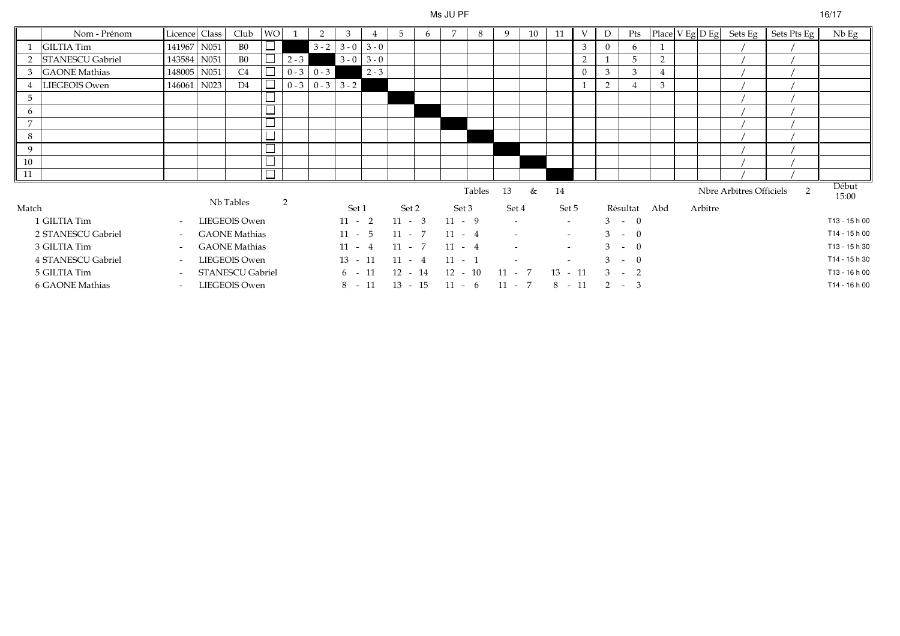# Ms JU PF

| | Nom - Prénom | Licence | Class | Club | WO | 1 | 2 | 3 | 4 | 5 | 6 | 7 | 8 | 9 | 10 | 11 | V | D | Pts | Place | V Eg | D Eg | Sets Eg | Sets Pts Eg | Nb Eg |
|---|---|---|---|---|---|---|---|---|---|---|---|---|---|---|---|---|---|---|---|---|---|---|---|---|---|
| 1 | GILTIA Tim | 141967 | N051 | B0 | ☐ | | 3 - 2 | 3 - 0 | 3 - 0 | | | | | | | | 3 | 0 | 6 | 1 | | | / | / | |
| 2 | STANESCU Gabriel | 143584 | N051 | B0 | ☐ | 2 - 3 | | 3 - 0 | 3 - 0 | | | | | | | | 2 | 1 | 5 | 2 | | | / | / | |
| 3 | GAONE Mathias | 148005 | N051 | C4 | ☐ | 0 - 3 | 0 - 3 | | 2 - 3 | | | | | | | | 0 | 3 | 3 | 4 | | | / | / | |
| 4 | LIEGEOIS Owen | 146061 | N023 | D4 | ☐ | 0 - 3 | 0 - 3 | 3 - 2 | | | | | | | | | 1 | 2 | 4 | 3 | | | / | / | |
| 5 | | | | | ☐ | | | | | | | | | | | | | | | | | | / | / | |
| 6 | | | | | ☐ | | | | | | | | | | | | | | | | | | / | / | |
| 7 | | | | | ☐ | | | | | | | | | | | | | | | | | | / | / | |
| 8 | | | | | ☐ | | | | | | | | | | | | | | | | | | / | / | |
| 9 | | | | | ☐ | | | | | | | | | | | | | | | | | | / | / | |
| 10 | | | | | ☐ | | | | | | | | | | | | | | | | | | / | / | |
| 11 | | | | | ☐ | | | | | | | | | | | | | | | | | | / | / | |

Nb Tables 2 — Tables 13 & 14 — Nbre Arbitres Officiels 2 — Début 15:00

| Match | | | Set 1 | Set 2 | Set 3 | Set 4 | Set 5 | Résultat | Abd | Arbitre | |
|---|---|---|---|---|---|---|---|---|---|---|---|
| 1 GILTIA Tim | - | LIEGEOIS Owen | 11 - 2 | 11 - 3 | 11 - 9 | - | - | 3 - 0 | | | T13 - 15 h 00 |
| 2 STANESCU Gabriel | - | GAONE Mathias | 11 - 5 | 11 - 7 | 11 - 4 | - | - | 3 - 0 | | | T14 - 15 h 00 |
| 3 GILTIA Tim | - | GAONE Mathias | 11 - 4 | 11 - 7 | 11 - 4 | - | - | 3 - 0 | | | T13 - 15 h 30 |
| 4 STANESCU Gabriel | - | LIEGEOIS Owen | 13 - 11 | 11 - 4 | 11 - 1 | - | - | 3 - 0 | | | T14 - 15 h 30 |
| 5 GILTIA Tim | - | STANESCU Gabriel | 6 - 11 | 12 - 14 | 12 - 10 | 11 - 7 | 13 - 11 | 3 - 2 | | | T13 - 16 h 00 |
| 6 GAONE Mathias | - | LIEGEOIS Owen | 8 - 11 | 13 - 15 | 11 - 6 | 11 - 7 | 8 - 11 | 2 - 3 | | | T14 - 16 h 00 |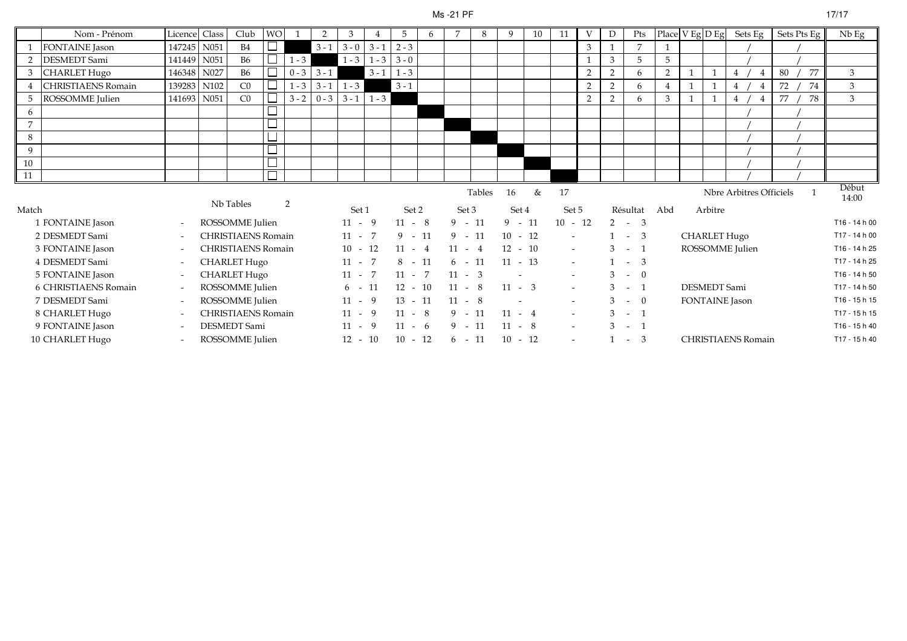Ms -21 PF

| | Nom - Prénom | Licence | Class | Club | WO | 1 | 2 | 3 | 4 | 5 | 6 | 7 | 8 | 9 | 10 | 11 | V | D | Pts | Place | V Eg | D Eg | Sets Eg | Sets Pts Eg | Nb Eg |
|---|---|---|---|---|---|---|---|---|---|---|---|---|---|---|---|---|---|---|---|---|---|---|---|---|---|
| 1 | FONTAINE Jason | 147245 | N051 | B4 | ☐ | | 3 - 1 | 3 - 0 | 3 - 1 | 2 - 3 | | | | | | | 3 | 1 | 7 | 1 | | | / | / | |
| 2 | DESMEDT Sami | 141449 | N051 | B6 | ☐ | 1 - 3 | | 1 - 3 | 1 - 3 | 3 - 0 | | | | | | | 1 | 3 | 5 | 5 | | | / | / | |
| 3 | CHARLET Hugo | 146348 | N027 | B6 | ☐ | 0 - 3 | 3 - 1 | | 3 - 1 | 1 - 3 | | | | | | | 2 | 2 | 6 | 2 | 1 | 1 | 4 / 4 | 80 / 77 | 3 |
| 4 | CHRISTIAENS Romain | 139283 | N102 | C0 | ☐ | 1 - 3 | 3 - 1 | 1 - 3 | | 3 - 1 | | | | | | | 2 | 2 | 6 | 4 | 1 | 1 | 4 / 4 | 72 / 74 | 3 |
| 5 | ROSSOMME Julien | 141693 | N051 | C0 | ☐ | 3 - 2 | 0 - 3 | 3 - 1 | 1 - 3 | | | | | | | | 2 | 2 | 6 | 3 | 1 | 1 | 4 / 4 | 77 / 78 | 3 |
| 6 | | | | | ☐ | | | | | | | | | | | | | | | | | | / | / | |
| 7 | | | | | ☐ | | | | | | | | | | | | | | | | | | / | / | |
| 8 | | | | | ☐ | | | | | | | | | | | | | | | | | | / | / | |
| 9 | | | | | ☐ | | | | | | | | | | | | | | | | | | / | / | |
| 10 | | | | | ☐ | | | | | | | | | | | | | | | | | | / | / | |
| 11 | | | | | ☐ | | | | | | | | | | | | | | | | | | / | / | |

Nb Tables 2 — Tables 16 & 17 — Nbre Arbitres Officiels 1 — Début 14:00

| Match | | | Set 1 | Set 2 | Set 3 | Set 4 | Set 5 | Résultat | Abd | Arbitre | |
|---|---|---|---|---|---|---|---|---|---|---|---|
| 1 FONTAINE Jason | - | ROSSOMME Julien | 11 - 9 | 11 - 8 | 9 - 11 | 9 - 11 | 10 - 12 | 2 - 3 | | | T16 - 14 h 00 |
| 2 DESMEDT Sami | - | CHRISTIAENS Romain | 11 - 7 | 9 - 11 | 9 - 11 | 10 - 12 | - | 1 - 3 | | CHARLET Hugo | T17 - 14 h 00 |
| 3 FONTAINE Jason | - | CHRISTIAENS Romain | 10 - 12 | 11 - 4 | 11 - 4 | 12 - 10 | - | 3 - 1 | | ROSSOMME Julien | T16 - 14 h 25 |
| 4 DESMEDT Sami | - | CHARLET Hugo | 11 - 7 | 8 - 11 | 6 - 11 | 11 - 13 | - | 1 - 3 | | | T17 - 14 h 25 |
| 5 FONTAINE Jason | - | CHARLET Hugo | 11 - 7 | 11 - 7 | 11 - 3 | - | - | 3 - 0 | | | T16 - 14 h 50 |
| 6 CHRISTIAENS Romain | - | ROSSOMME Julien | 6 - 11 | 12 - 10 | 11 - 8 | 11 - 3 | - | 3 - 1 | | DESMEDT Sami | T17 - 14 h 50 |
| 7 DESMEDT Sami | - | ROSSOMME Julien | 11 - 9 | 13 - 11 | 11 - 8 | - | - | 3 - 0 | | FONTAINE Jason | T16 - 15 h 15 |
| 8 CHARLET Hugo | - | CHRISTIAENS Romain | 11 - 9 | 11 - 8 | 9 - 11 | 11 - 4 | - | 3 - 1 | | | T17 - 15 h 15 |
| 9 FONTAINE Jason | - | DESMEDT Sami | 11 - 9 | 11 - 6 | 9 - 11 | 11 - 8 | - | 3 - 1 | | | T16 - 15 h 40 |
| 10 CHARLET Hugo | - | ROSSOMME Julien | 12 - 10 | 10 - 12 | 6 - 11 | 10 - 12 | - | 1 - 3 | | CHRISTIAENS Romain | T17 - 15 h 40 |